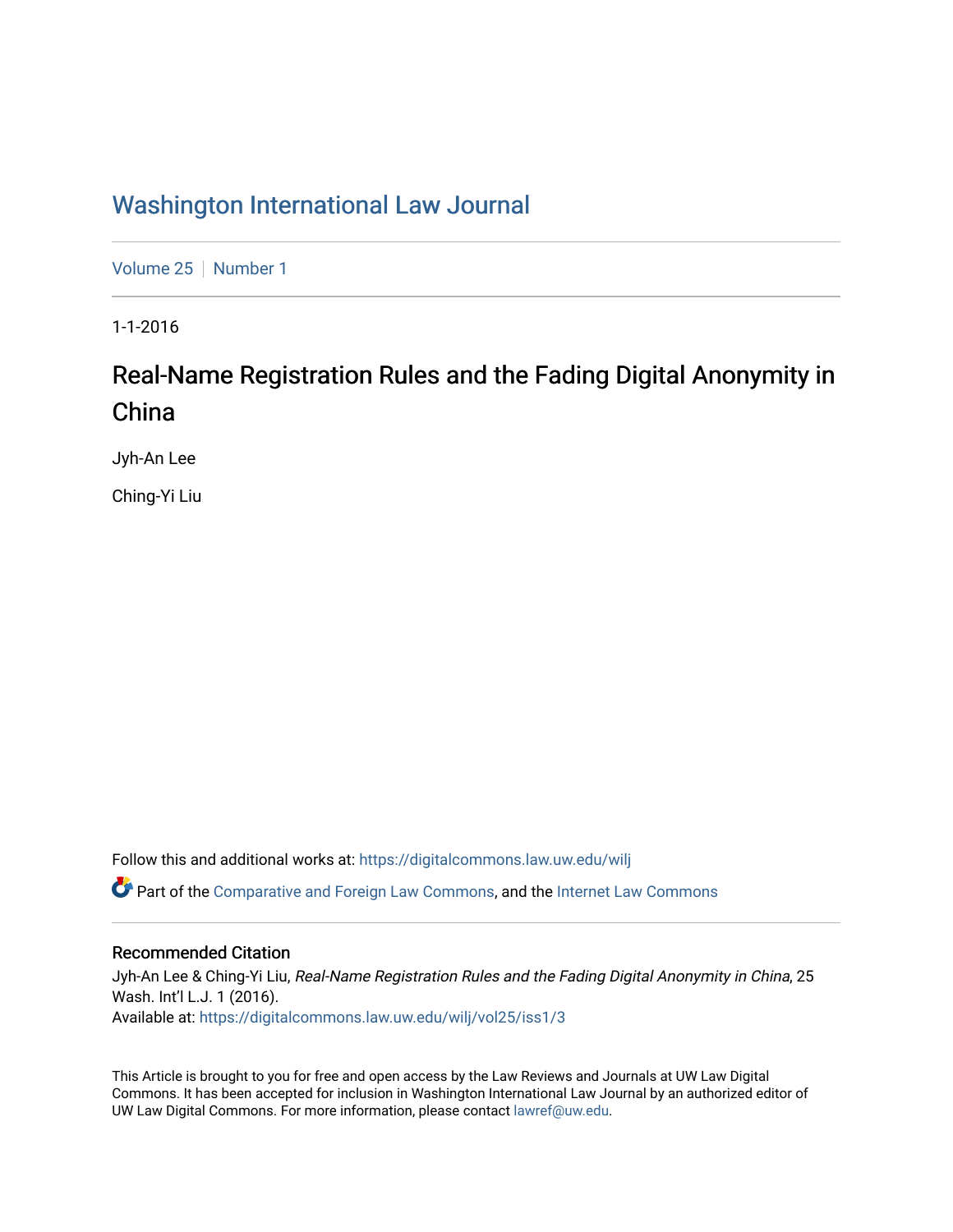# Washington International Law Journal

Volume 25 | Number 1

1-1-2016

## Real-Name Registration Rules and the Fading Digital Anonymity in China

Jyh-An Lee

Ching-Yi Liu

Follow this and additional works at: https://digitalcommons.law.uw.edu/wilj

Part of the Comparative and Foreign Law Commons, and the Internet Law Commons

### Recommended Citation

Jyh-An Lee & Ching-Yi Liu, *Real-Name Registration Rules and the Fading Digital Anonymity in China*, 25 Wash. Int'l L.J. 1 (2016).

Available at: https://digitalcommons.law.uw.edu/wilj/vol25/iss1/3

This Article is brought to you for free and open access by the Law Reviews and Journals at UW Law Digital Commons. It has been accepted for inclusion in Washington International Law Journal by an authorized editor of UW Law Digital Commons. For more information, please contact lawref@uw.edu.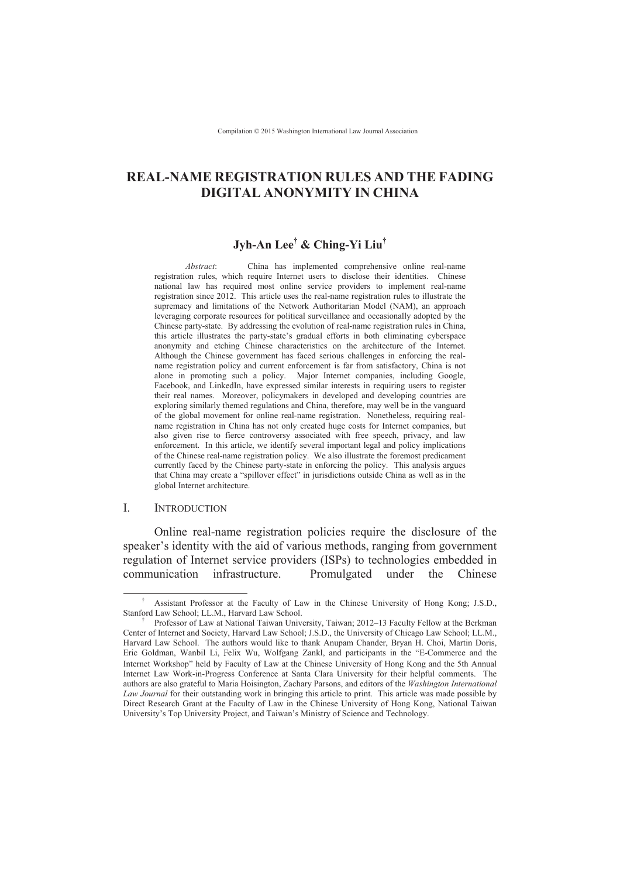# REAL-NAME REGISTRATION RULES AND THE FADING DIGITAL ANONYMITY IN CHINA

**Jyh-An Lee[†] & Ching-Yi Liu[†]**

*Abstract*: China has implemented comprehensive online real-name registration rules, which require Internet users to disclose their identities. Chinese national law has required most online service providers to implement real-name registration since 2012. This article uses the real-name registration rules to illustrate the supremacy and limitations of the Network Authoritarian Model (NAM), an approach leveraging corporate resources for political surveillance and occasionally adopted by the Chinese party-state. By addressing the evolution of real-name registration rules in China, this article illustrates the party-state's gradual efforts in both eliminating cyberspace anonymity and etching Chinese characteristics on the architecture of the Internet. Although the Chinese government has faced serious challenges in enforcing the real-name registration policy and current enforcement is far from satisfactory, China is not alone in promoting such a policy. Major Internet companies, including Google, Facebook, and LinkedIn, have expressed similar interests in requiring users to register their real names. Moreover, policymakers in developed and developing countries are exploring similarly themed regulations and China, therefore, may well be in the vanguard of the global movement for online real-name registration. Nonetheless, requiring real-name registration in China has not only created huge costs for Internet companies, but also given rise to fierce controversy associated with free speech, privacy, and law enforcement. In this article, we identify several important legal and policy implications of the Chinese real-name registration policy. We also illustrate the foremost predicament currently faced by the Chinese party-state in enforcing the policy. This analysis argues that China may create a "spillover effect" in jurisdictions outside China as well as in the global Internet architecture.

## I. INTRODUCTION

Online real-name registration policies require the disclosure of the speaker's identity with the aid of various methods, ranging from government regulation of Internet service providers (ISPs) to technologies embedded in communication infrastructure. Promulgated under the Chinese

---

[†] Assistant Professor at the Faculty of Law in the Chinese University of Hong Kong; J.S.D., Stanford Law School; LL.M., Harvard Law School.

[†] Professor of Law at National Taiwan University, Taiwan; 2012–13 Faculty Fellow at the Berkman Center of Internet and Society, Harvard Law School; J.S.D., the University of Chicago Law School; LL.M., Harvard Law School. The authors would like to thank Anupam Chander, Bryan H. Choi, Martin Doris, Eric Goldman, Wanbil Li, Felix Wu, Wolfgang Zankl, and participants in the "E-Commerce and the Internet Workshop" held by Faculty of Law at the Chinese University of Hong Kong and the 5th Annual Internet Law Work-in-Progress Conference at Santa Clara University for their helpful comments. The authors are also grateful to Maria Hoisington, Zachary Parsons, and editors of the *Washington International Law Journal* for their outstanding work in bringing this article to print. This article was made possible by Direct Research Grant at the Faculty of Law in the Chinese University of Hong Kong, National Taiwan University's Top University Project, and Taiwan's Ministry of Science and Technology.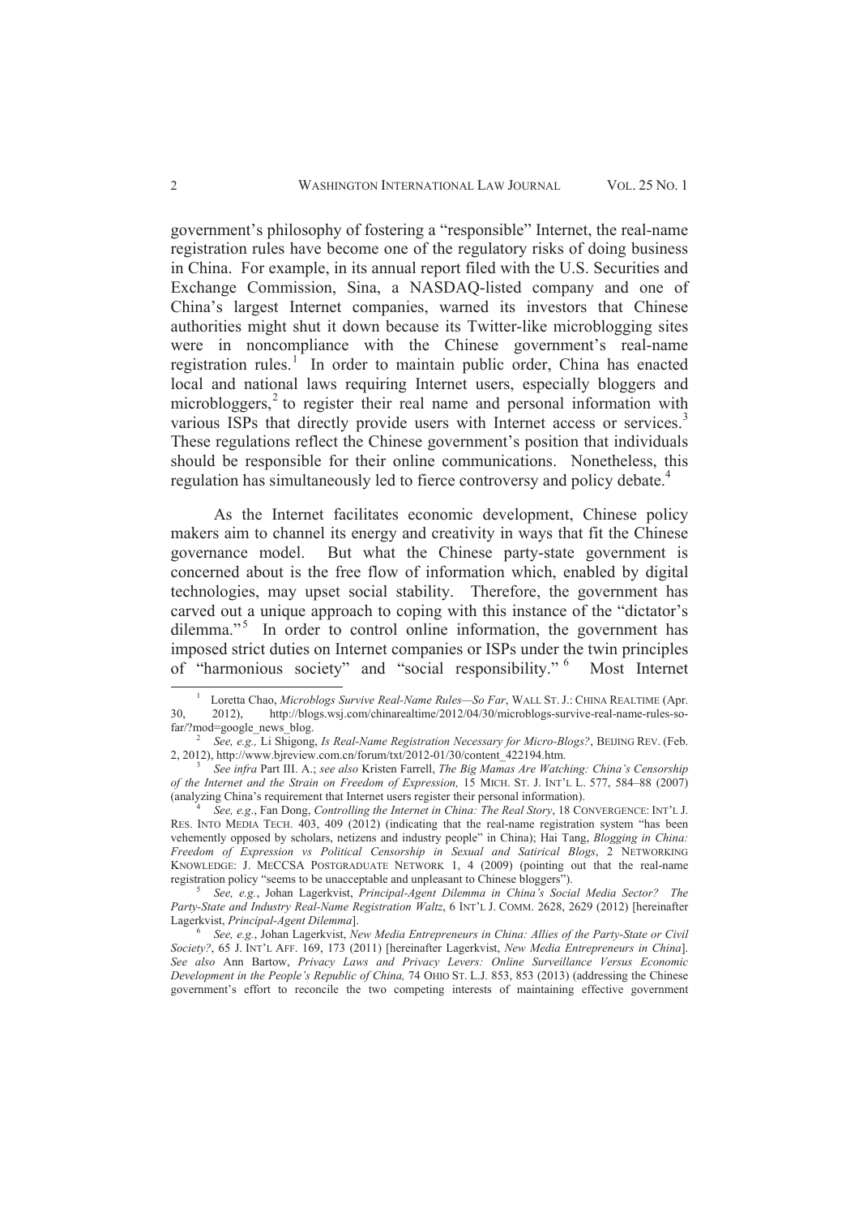government's philosophy of fostering a "responsible" Internet, the real-name registration rules have become one of the regulatory risks of doing business in China. For example, in its annual report filed with the U.S. Securities and Exchange Commission, Sina, a NASDAQ-listed company and one of China's largest Internet companies, warned its investors that Chinese authorities might shut it down because its Twitter-like microblogging sites were in noncompliance with the Chinese government's real-name registration rules.[1] In order to maintain public order, China has enacted local and national laws requiring Internet users, especially bloggers and microbloggers,[2] to register their real name and personal information with various ISPs that directly provide users with Internet access or services.[3] These regulations reflect the Chinese government's position that individuals should be responsible for their online communications. Nonetheless, this regulation has simultaneously led to fierce controversy and policy debate.[4]

As the Internet facilitates economic development, Chinese policy makers aim to channel its energy and creativity in ways that fit the Chinese governance model. But what the Chinese party-state government is concerned about is the free flow of information which, enabled by digital technologies, may upset social stability. Therefore, the government has carved out a unique approach to coping with this instance of the "dictator's dilemma."[5] In order to control online information, the government has imposed strict duties on Internet companies or ISPs under the twin principles of "harmonious society" and "social responsibility."[6] Most Internet

---

[1] Loretta Chao, *Microblogs Survive Real-Name Rules—So Far*, WALL ST. J.: CHINA REALTIME (Apr. 30, 2012), http://blogs.wsj.com/chinarealtime/2012/04/30/microblogs-survive-real-name-rules-so-far/?mod=google_news_blog.

[2] *See, e.g.,* Li Shigong, *Is Real-Name Registration Necessary for Micro-Blogs?*, BEIJING REV. (Feb. 2, 2012), http://www.bjreview.com.cn/forum/txt/2012-01/30/content_422194.htm.

[3] *See infra* Part III. A.; *see also* Kristen Farrell, *The Big Mamas Are Watching: China's Censorship of the Internet and the Strain on Freedom of Expression,* 15 MICH. ST. J. INT'L L. 577, 584–88 (2007) (analyzing China's requirement that Internet users register their personal information).

[4] *See, e.g.*, Fan Dong, *Controlling the Internet in China: The Real Story*, 18 CONVERGENCE: INT'L J. RES. INTO MEDIA TECH. 403, 409 (2012) (indicating that the real-name registration system "has been vehemently opposed by scholars, netizens and industry people" in China); Hai Tang, *Blogging in China: Freedom of Expression vs Political Censorship in Sexual and Satirical Blogs*, 2 NETWORKING KNOWLEDGE: J. MECCSA POSTGRADUATE NETWORK 1, 4 (2009) (pointing out that the real-name registration policy "seems to be unacceptable and unpleasant to Chinese bloggers").

[5] *See, e.g.*, Johan Lagerkvist, *Principal-Agent Dilemma in China's Social Media Sector? The Party-State and Industry Real-Name Registration Waltz*, 6 INT'L J. COMM. 2628, 2629 (2012) [hereinafter Lagerkvist, *Principal-Agent Dilemma*].

[6] *See, e.g.*, Johan Lagerkvist, *New Media Entrepreneurs in China: Allies of the Party-State or Civil Society?*, 65 J. INT'L AFF. 169, 173 (2011) [hereinafter Lagerkvist, *New Media Entrepreneurs in China*]. *See also* Ann Bartow, *Privacy Laws and Privacy Levers: Online Surveillance Versus Economic Development in the People's Republic of China,* 74 OHIO ST. L.J. 853, 853 (2013) (addressing the Chinese government's effort to reconcile the two competing interests of maintaining effective government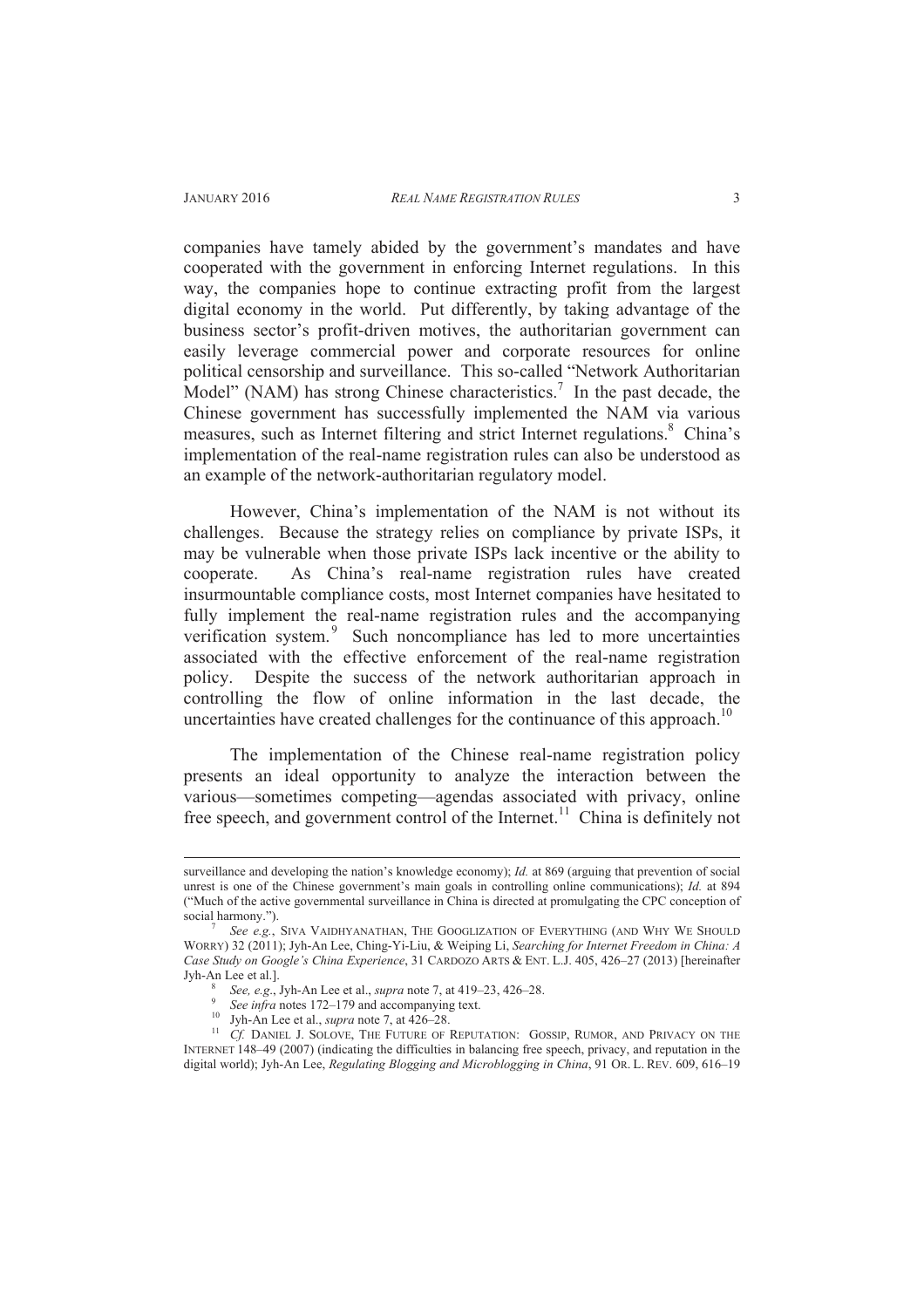companies have tamely abided by the government's mandates and have cooperated with the government in enforcing Internet regulations. In this way, the companies hope to continue extracting profit from the largest digital economy in the world. Put differently, by taking advantage of the business sector's profit-driven motives, the authoritarian government can easily leverage commercial power and corporate resources for online political censorship and surveillance. This so-called "Network Authoritarian Model" (NAM) has strong Chinese characteristics.[7] In the past decade, the Chinese government has successfully implemented the NAM via various measures, such as Internet filtering and strict Internet regulations.[8] China's implementation of the real-name registration rules can also be understood as an example of the network-authoritarian regulatory model.

However, China's implementation of the NAM is not without its challenges. Because the strategy relies on compliance by private ISPs, it may be vulnerable when those private ISPs lack incentive or the ability to cooperate. As China's real-name registration rules have created insurmountable compliance costs, most Internet companies have hesitated to fully implement the real-name registration rules and the accompanying verification system.[9] Such noncompliance has led to more uncertainties associated with the effective enforcement of the real-name registration policy. Despite the success of the network authoritarian approach in controlling the flow of online information in the last decade, the uncertainties have created challenges for the continuance of this approach.[10]

The implementation of the Chinese real-name registration policy presents an ideal opportunity to analyze the interaction between the various—sometimes competing—agendas associated with privacy, online free speech, and government control of the Internet.[11] China is definitely not

---

surveillance and developing the nation's knowledge economy); *Id.* at 869 (arguing that prevention of social unrest is one of the Chinese government's main goals in controlling online communications); *Id.* at 894 ("Much of the active governmental surveillance in China is directed at promulgating the CPC conception of social harmony.").

[7] *See e.g.*, SIVA VAIDHYANATHAN, THE GOOGLIZATION OF EVERYTHING (AND WHY WE SHOULD WORRY) 32 (2011); Jyh-An Lee, Ching-Yi-Liu, & Weiping Li, *Searching for Internet Freedom in China: A Case Study on Google's China Experience*, 31 CARDOZO ARTS & ENT. L.J. 405, 426–27 (2013) [hereinafter Jyh-An Lee et al.].

[8] *See, e.g.*, Jyh-An Lee et al., *supra* note 7, at 419–23, 426–28.

[9] *See infra* notes 172–179 and accompanying text.

[10] Jyh-An Lee et al., *supra* note 7, at 426–28.

[11] *Cf.* DANIEL J. SOLOVE, THE FUTURE OF REPUTATION: GOSSIP, RUMOR, AND PRIVACY ON THE INTERNET 148–49 (2007) (indicating the difficulties in balancing free speech, privacy, and reputation in the digital world); Jyh-An Lee, *Regulating Blogging and Microblogging in China*, 91 OR. L. REV. 609, 616–19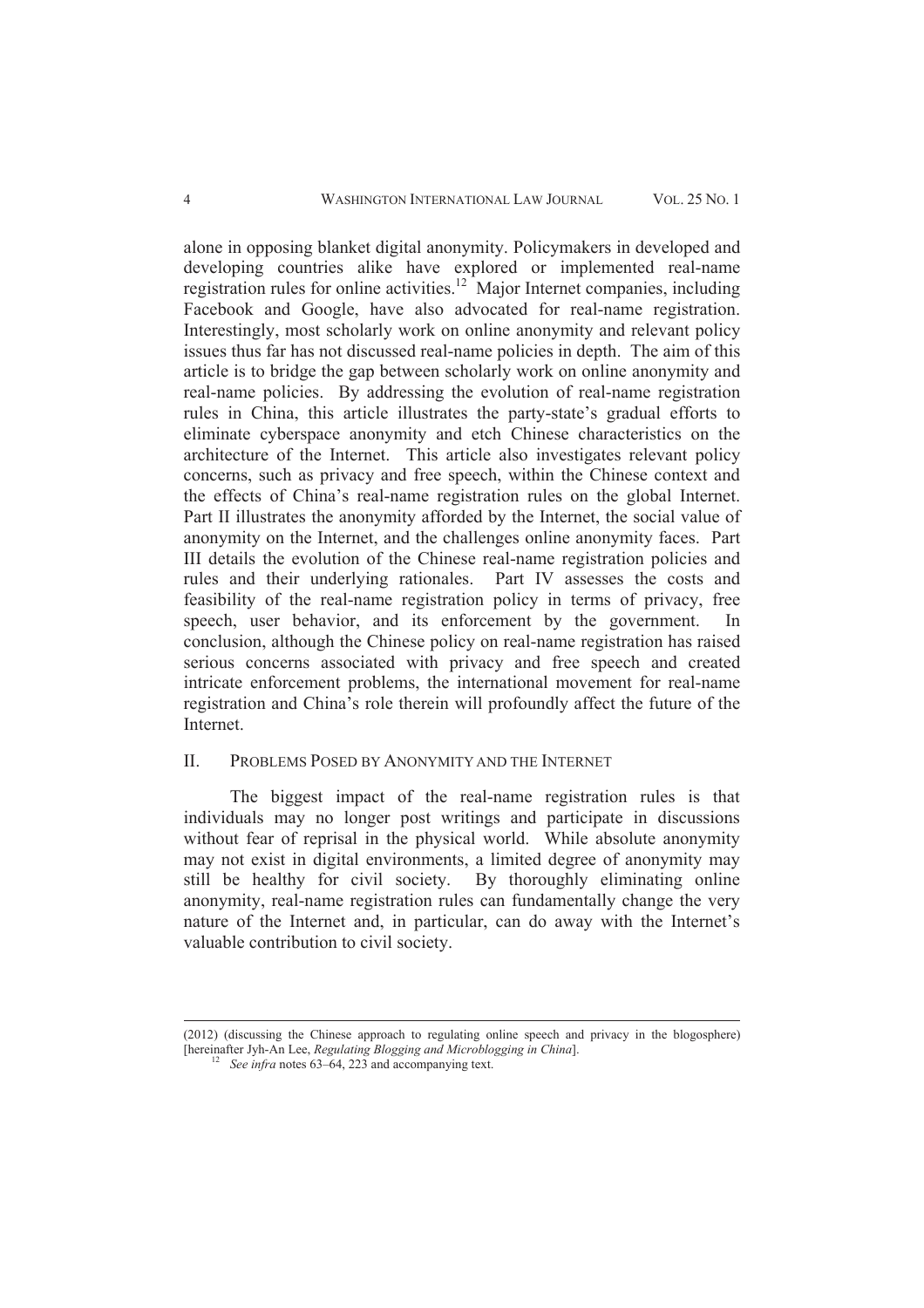alone in opposing blanket digital anonymity. Policymakers in developed and developing countries alike have explored or implemented real-name registration rules for online activities.[12] Major Internet companies, including Facebook and Google, have also advocated for real-name registration. Interestingly, most scholarly work on online anonymity and relevant policy issues thus far has not discussed real-name policies in depth. The aim of this article is to bridge the gap between scholarly work on online anonymity and real-name policies. By addressing the evolution of real-name registration rules in China, this article illustrates the party-state's gradual efforts to eliminate cyberspace anonymity and etch Chinese characteristics on the architecture of the Internet. This article also investigates relevant policy concerns, such as privacy and free speech, within the Chinese context and the effects of China's real-name registration rules on the global Internet. Part II illustrates the anonymity afforded by the Internet, the social value of anonymity on the Internet, and the challenges online anonymity faces. Part III details the evolution of the Chinese real-name registration policies and rules and their underlying rationales. Part IV assesses the costs and feasibility of the real-name registration policy in terms of privacy, free speech, user behavior, and its enforcement by the government. In conclusion, although the Chinese policy on real-name registration has raised serious concerns associated with privacy and free speech and created intricate enforcement problems, the international movement for real-name registration and China's role therein will profoundly affect the future of the Internet.

## II. PROBLEMS POSED BY ANONYMITY AND THE INTERNET

The biggest impact of the real-name registration rules is that individuals may no longer post writings and participate in discussions without fear of reprisal in the physical world. While absolute anonymity may not exist in digital environments, a limited degree of anonymity may still be healthy for civil society. By thoroughly eliminating online anonymity, real-name registration rules can fundamentally change the very nature of the Internet and, in particular, can do away with the Internet's valuable contribution to civil society.

---

(2012) (discussing the Chinese approach to regulating online speech and privacy in the blogosphere) [hereinafter Jyh-An Lee, *Regulating Blogging and Microblogging in China*].

[12] *See infra* notes 63–64, 223 and accompanying text.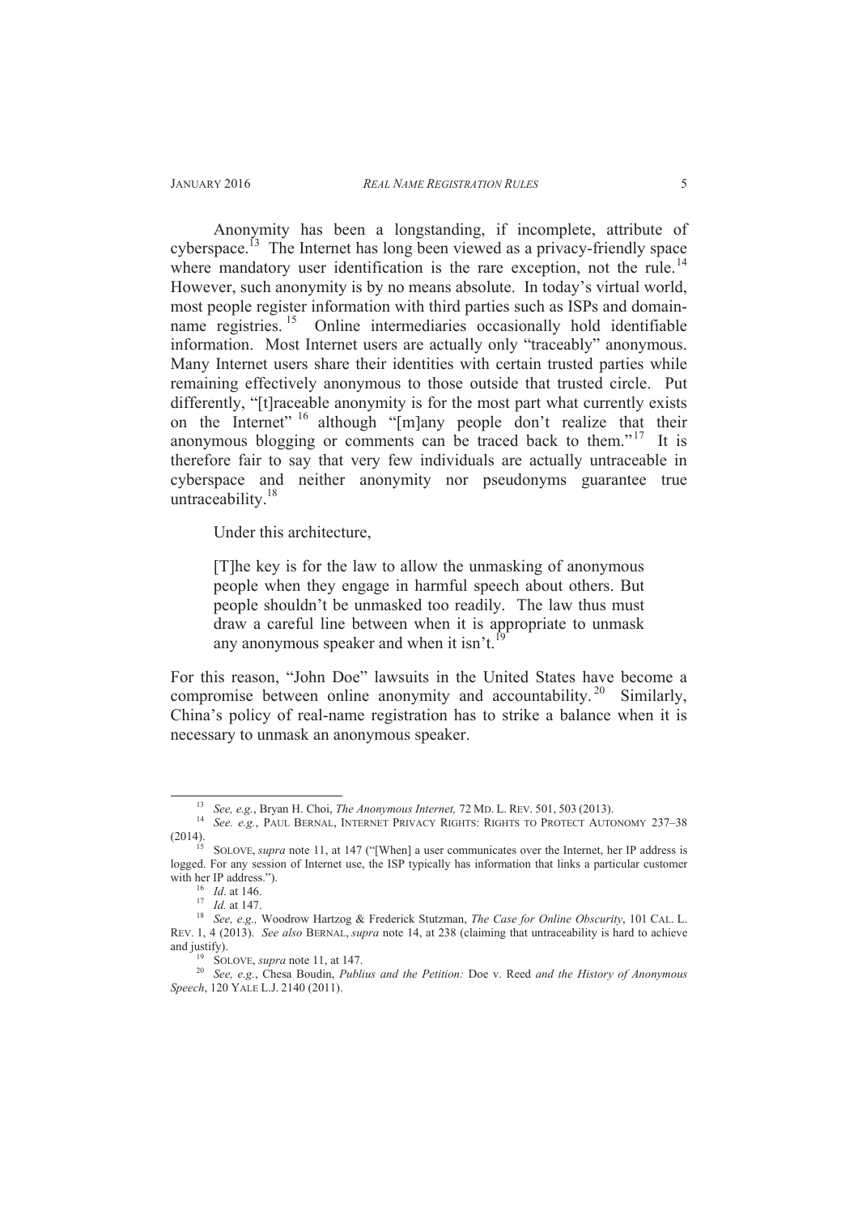Anonymity has been a longstanding, if incomplete, attribute of cyberspace.[13] The Internet has long been viewed as a privacy-friendly space where mandatory user identification is the rare exception, not the rule.[14] However, such anonymity is by no means absolute. In today's virtual world, most people register information with third parties such as ISPs and domain-name registries.[15] Online intermediaries occasionally hold identifiable information. Most Internet users are actually only "traceably" anonymous. Many Internet users share their identities with certain trusted parties while remaining effectively anonymous to those outside that trusted circle. Put differently, "[t]raceable anonymity is for the most part what currently exists on the Internet"[16] although "[m]any people don't realize that their anonymous blogging or comments can be traced back to them."[17] It is therefore fair to say that very few individuals are actually untraceable in cyberspace and neither anonymity nor pseudonyms guarantee true untraceability.[18]

Under this architecture,

> [T]he key is for the law to allow the unmasking of anonymous people when they engage in harmful speech about others. But people shouldn't be unmasked too readily. The law thus must draw a careful line between when it is appropriate to unmask any anonymous speaker and when it isn't.[19]

For this reason, "John Doe" lawsuits in the United States have become a compromise between online anonymity and accountability.[20] Similarly, China's policy of real-name registration has to strike a balance when it is necessary to unmask an anonymous speaker.

---

[13] *See, e.g.*, Bryan H. Choi, *The Anonymous Internet,* 72 MD. L. REV. 501, 503 (2013).

[14] *See. e.g.*, PAUL BERNAL, INTERNET PRIVACY RIGHTS: RIGHTS TO PROTECT AUTONOMY 237–38 (2014).

[15] SOLOVE, *supra* note 11, at 147 ("[When] a user communicates over the Internet, her IP address is logged. For any session of Internet use, the ISP typically has information that links a particular customer with her IP address.").

[16] *Id*. at 146.

[17] *Id.* at 147.

[18] *See, e.g.,* Woodrow Hartzog & Frederick Stutzman, *The Case for Online Obscurity*, 101 CAL. L. REV. 1, 4 (2013). *See also* BERNAL, *supra* note 14, at 238 (claiming that untraceability is hard to achieve and justify).

[19] SOLOVE, *supra* note 11, at 147.

[20] *See, e.g.*, Chesa Boudin, *Publius and the Petition:* Doe v. Reed *and the History of Anonymous Speech*, 120 YALE L.J. 2140 (2011).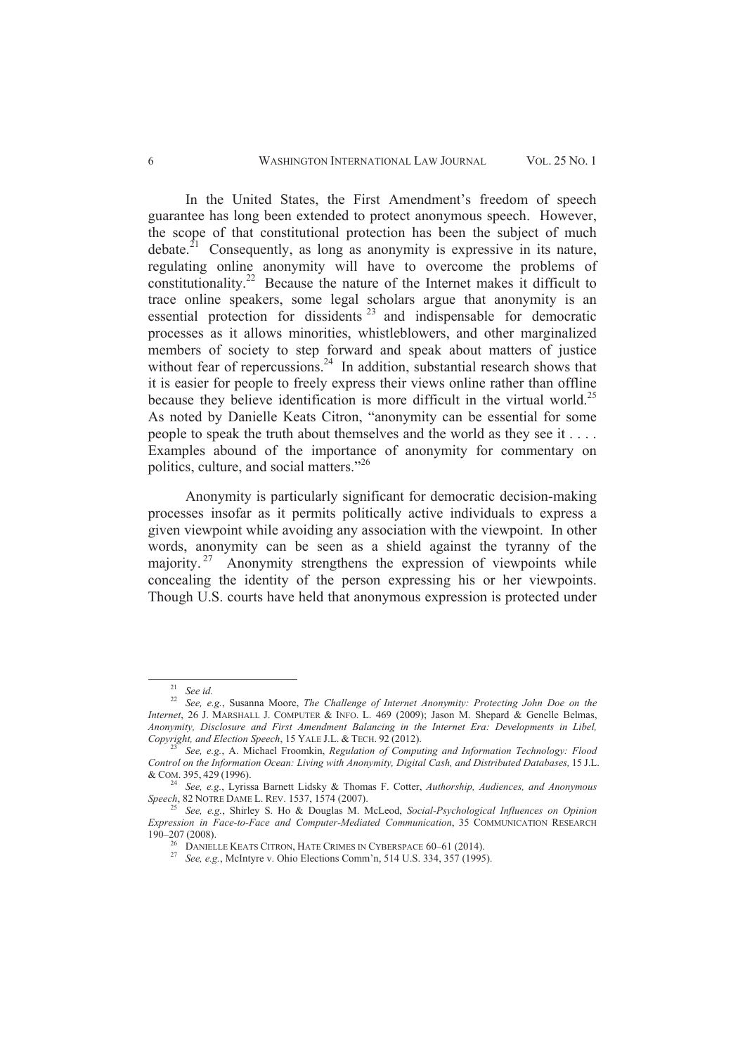In the United States, the First Amendment's freedom of speech guarantee has long been extended to protect anonymous speech. However, the scope of that constitutional protection has been the subject of much debate.[21] Consequently, as long as anonymity is expressive in its nature, regulating online anonymity will have to overcome the problems of constitutionality.[22] Because the nature of the Internet makes it difficult to trace online speakers, some legal scholars argue that anonymity is an essential protection for dissidents[23] and indispensable for democratic processes as it allows minorities, whistleblowers, and other marginalized members of society to step forward and speak about matters of justice without fear of repercussions.[24] In addition, substantial research shows that it is easier for people to freely express their views online rather than offline because they believe identification is more difficult in the virtual world.[25] As noted by Danielle Keats Citron, "anonymity can be essential for some people to speak the truth about themselves and the world as they see it . . . . Examples abound of the importance of anonymity for commentary on politics, culture, and social matters."[26]

Anonymity is particularly significant for democratic decision-making processes insofar as it permits politically active individuals to express a given viewpoint while avoiding any association with the viewpoint. In other words, anonymity can be seen as a shield against the tyranny of the majority.[27] Anonymity strengthens the expression of viewpoints while concealing the identity of the person expressing his or her viewpoints. Though U.S. courts have held that anonymous expression is protected under

---

[21] *See id.*

[22] *See, e.g.*, Susanna Moore, *The Challenge of Internet Anonymity: Protecting John Doe on the Internet*, 26 J. MARSHALL J. COMPUTER & INFO. L. 469 (2009); Jason M. Shepard & Genelle Belmas, *Anonymity, Disclosure and First Amendment Balancing in the Internet Era: Developments in Libel, Copyright, and Election Speech*, 15 YALE J.L. & TECH. 92 (2012).

[23] *See, e.g.*, A. Michael Froomkin, *Regulation of Computing and Information Technology: Flood Control on the Information Ocean: Living with Anonymity, Digital Cash, and Distributed Databases,* 15 J.L. & COM. 395, 429 (1996).

[24] *See, e.g.*, Lyrissa Barnett Lidsky & Thomas F. Cotter, *Authorship, Audiences, and Anonymous Speech*, 82 NOTRE DAME L. REV. 1537, 1574 (2007).

[25] *See, e.g.*, Shirley S. Ho & Douglas M. McLeod, *Social-Psychological Influences on Opinion Expression in Face-to-Face and Computer-Mediated Communication*, 35 COMMUNICATION RESEARCH 190–207 (2008).

[26] DANIELLE KEATS CITRON, HATE CRIMES IN CYBERSPACE 60–61 (2014).

[27] *See, e.g.*, McIntyre v. Ohio Elections Comm'n, 514 U.S. 334, 357 (1995).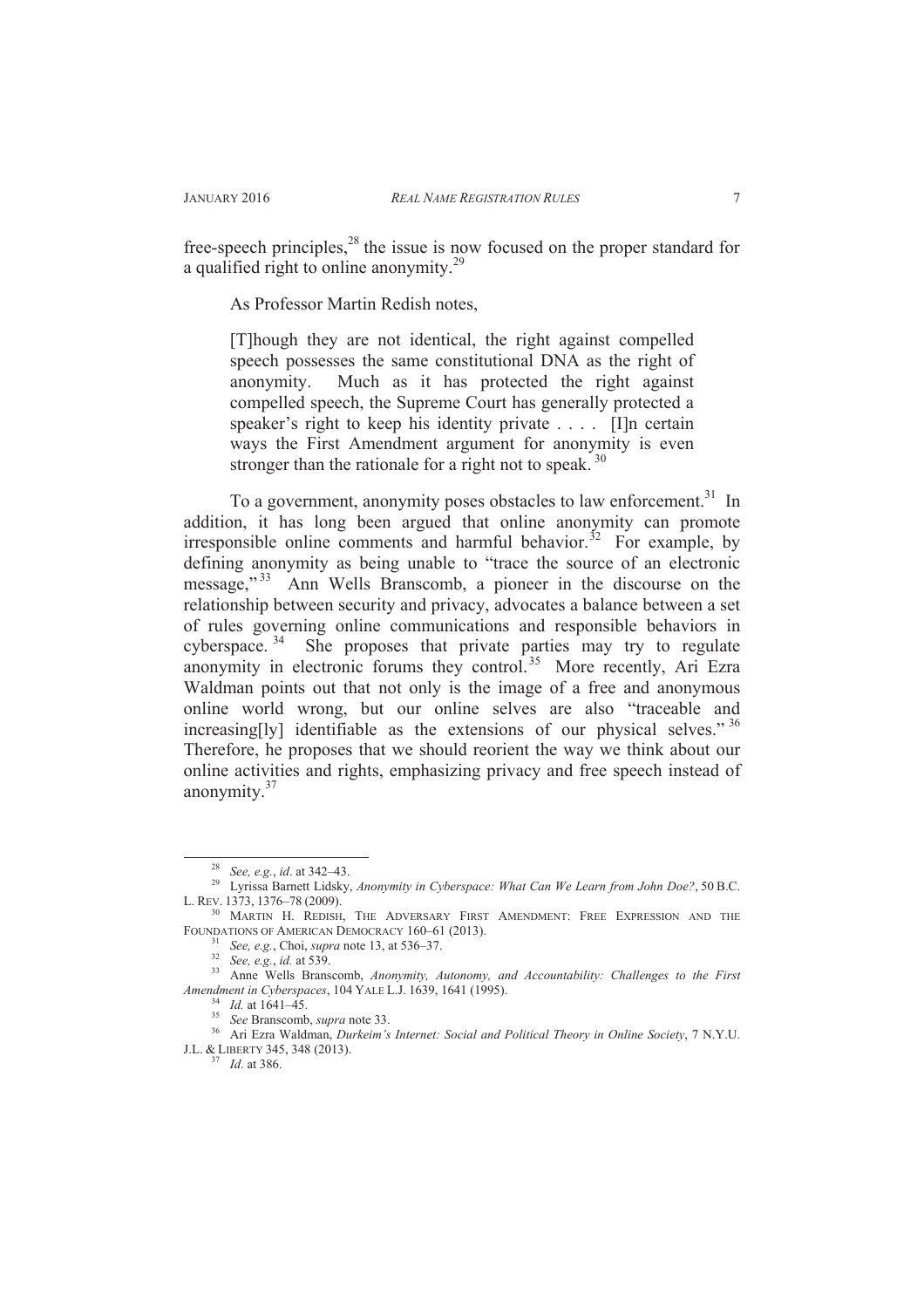free-speech principles,[28] the issue is now focused on the proper standard for a qualified right to online anonymity.[29]

As Professor Martin Redish notes,

> [T]hough they are not identical, the right against compelled speech possesses the same constitutional DNA as the right of anonymity. Much as it has protected the right against compelled speech, the Supreme Court has generally protected a speaker's right to keep his identity private . . . . [I]n certain ways the First Amendment argument for anonymity is even stronger than the rationale for a right not to speak.[30]

To a government, anonymity poses obstacles to law enforcement.[31] In addition, it has long been argued that online anonymity can promote irresponsible online comments and harmful behavior.[32] For example, by defining anonymity as being unable to "trace the source of an electronic message,"[33] Ann Wells Branscomb, a pioneer in the discourse on the relationship between security and privacy, advocates a balance between a set of rules governing online communications and responsible behaviors in cyberspace.[34] She proposes that private parties may try to regulate anonymity in electronic forums they control.[35] More recently, Ari Ezra Waldman points out that not only is the image of a free and anonymous online world wrong, but our online selves are also "traceable and increasing[ly] identifiable as the extensions of our physical selves."[36] Therefore, he proposes that we should reorient the way we think about our online activities and rights, emphasizing privacy and free speech instead of anonymity.[37]

---

[28] *See, e.g.*, *id*. at 342–43.

[29] Lyrissa Barnett Lidsky, *Anonymity in Cyberspace: What Can We Learn from John Doe?*, 50 B.C. L. REV. 1373, 1376–78 (2009).

[30] MARTIN H. REDISH, THE ADVERSARY FIRST AMENDMENT: FREE EXPRESSION AND THE FOUNDATIONS OF AMERICAN DEMOCRACY 160–61 (2013).

[31] *See, e.g.*, Choi, *supra* note 13, at 536–37.

[32] *See, e.g.*, *id.* at 539.

[33] Anne Wells Branscomb, *Anonymity, Autonomy, and Accountability: Challenges to the First Amendment in Cyberspaces*, 104 YALE L.J. 1639, 1641 (1995).

[34] *Id.* at 1641–45.

[35] *See* Branscomb, *supra* note 33.

[36] Ari Ezra Waldman, *Durkeim's Internet: Social and Political Theory in Online Society*, 7 N.Y.U. J.L. & LIBERTY 345, 348 (2013).

[37] *Id*. at 386.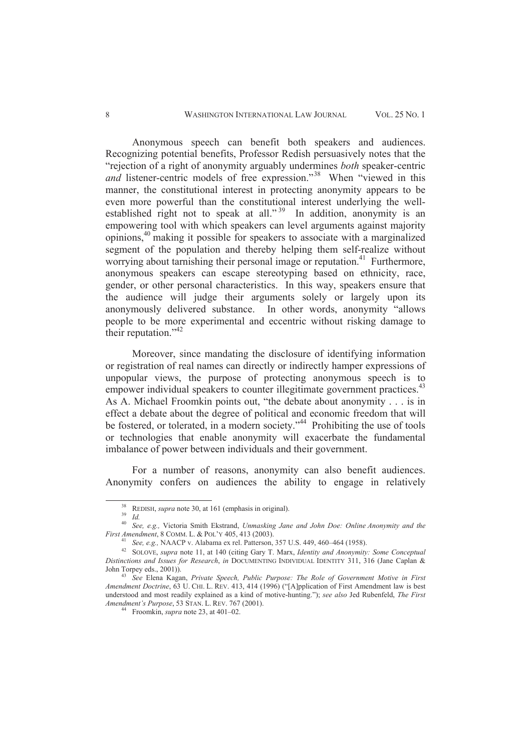Anonymous speech can benefit both speakers and audiences. Recognizing potential benefits, Professor Redish persuasively notes that the "rejection of a right of anonymity arguably undermines *both* speaker-centric *and* listener-centric models of free expression."[38] When "viewed in this manner, the constitutional interest in protecting anonymity appears to be even more powerful than the constitutional interest underlying the well-established right not to speak at all."[39] In addition, anonymity is an empowering tool with which speakers can level arguments against majority opinions,[40] making it possible for speakers to associate with a marginalized segment of the population and thereby helping them self-realize without worrying about tarnishing their personal image or reputation.[41] Furthermore, anonymous speakers can escape stereotyping based on ethnicity, race, gender, or other personal characteristics. In this way, speakers ensure that the audience will judge their arguments solely or largely upon its anonymously delivered substance. In other words, anonymity "allows people to be more experimental and eccentric without risking damage to their reputation."[42]

Moreover, since mandating the disclosure of identifying information or registration of real names can directly or indirectly hamper expressions of unpopular views, the purpose of protecting anonymous speech is to empower individual speakers to counter illegitimate government practices.[43] As A. Michael Froomkin points out, "the debate about anonymity . . . is in effect a debate about the degree of political and economic freedom that will be fostered, or tolerated, in a modern society."[44] Prohibiting the use of tools or technologies that enable anonymity will exacerbate the fundamental imbalance of power between individuals and their government.

For a number of reasons, anonymity can also benefit audiences. Anonymity confers on audiences the ability to engage in relatively

---

[38] REDISH, *supra* note 30, at 161 (emphasis in original).

[39] *Id.*

[40] *See, e.g.,* Victoria Smith Ekstrand, *Unmasking Jane and John Doe: Online Anonymity and the First Amendment*, 8 COMM. L. & POL'Y 405, 413 (2003).

[41] *See, e.g.,* NAACP v. Alabama ex rel. Patterson, 357 U.S. 449, 460–464 (1958).

[42] SOLOVE, *supra* note 11, at 140 (citing Gary T. Marx, *Identity and Anonymity: Some Conceptual Distinctions and Issues for Research*, *in* DOCUMENTING INDIVIDUAL IDENTITY 311, 316 (Jane Caplan & John Torpey eds., 2001)).

[43] *See* Elena Kagan, *Private Speech, Public Purpose: The Role of Government Motive in First Amendment Doctrine*, 63 U. CHI. L. REV. 413, 414 (1996) ("[A]pplication of First Amendment law is best understood and most readily explained as a kind of motive-hunting."); *see also* Jed Rubenfeld, *The First Amendment's Purpose*, 53 STAN. L. REV. 767 (2001).

[44] Froomkin, *supra* note 23, at 401–02.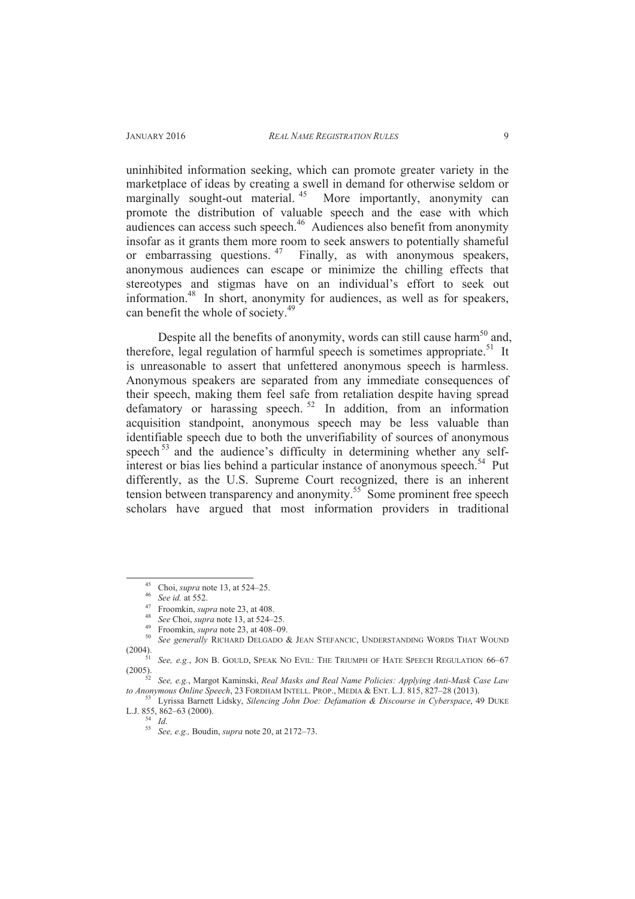uninhibited information seeking, which can promote greater variety in the marketplace of ideas by creating a swell in demand for otherwise seldom or marginally sought-out material.[45] More importantly, anonymity can promote the distribution of valuable speech and the ease with which audiences can access such speech.[46] Audiences also benefit from anonymity insofar as it grants them more room to seek answers to potentially shameful or embarrassing questions.[47] Finally, as with anonymous speakers, anonymous audiences can escape or minimize the chilling effects that stereotypes and stigmas have on an individual's effort to seek out information.[48] In short, anonymity for audiences, as well as for speakers, can benefit the whole of society.[49]

Despite all the benefits of anonymity, words can still cause harm[50] and, therefore, legal regulation of harmful speech is sometimes appropriate.[51] It is unreasonable to assert that unfettered anonymous speech is harmless. Anonymous speakers are separated from any immediate consequences of their speech, making them feel safe from retaliation despite having spread defamatory or harassing speech.[52] In addition, from an information acquisition standpoint, anonymous speech may be less valuable than identifiable speech due to both the unverifiability of sources of anonymous speech[53] and the audience's difficulty in determining whether any self-interest or bias lies behind a particular instance of anonymous speech.[54] Put differently, as the U.S. Supreme Court recognized, there is an inherent tension between transparency and anonymity.[55] Some prominent free speech scholars have argued that most information providers in traditional

---

[45] Choi, *supra* note 13, at 524–25.

[46] *See id.* at 552.

[47] Froomkin, *supra* note 23, at 408.

[48] *See* Choi, *supra* note 13, at 524–25.

[49] Froomkin, *supra* note 23, at 408–09.

[50] *See generally* RICHARD DELGADO & JEAN STEFANCIC, UNDERSTANDING WORDS THAT WOUND (2004).

[51] *See, e.g.*, JON B. GOULD, SPEAK NO EVIL: THE TRIUMPH OF HATE SPEECH REGULATION 66–67 (2005).

[52] *See, e.g.*, Margot Kaminski, *Real Masks and Real Name Policies: Applying Anti-Mask Case Law to Anonymous Online Speech*, 23 FORDHAM INTELL. PROP., MEDIA & ENT. L.J. 815, 827–28 (2013).

[53] Lyrissa Barnett Lidsky, *Silencing John Doe: Defamation & Discourse in Cyberspace*, 49 DUKE L.J. 855, 862–63 (2000).

[54] *Id.*

[55] *See, e.g.,* Boudin, *supra* note 20, at 2172–73.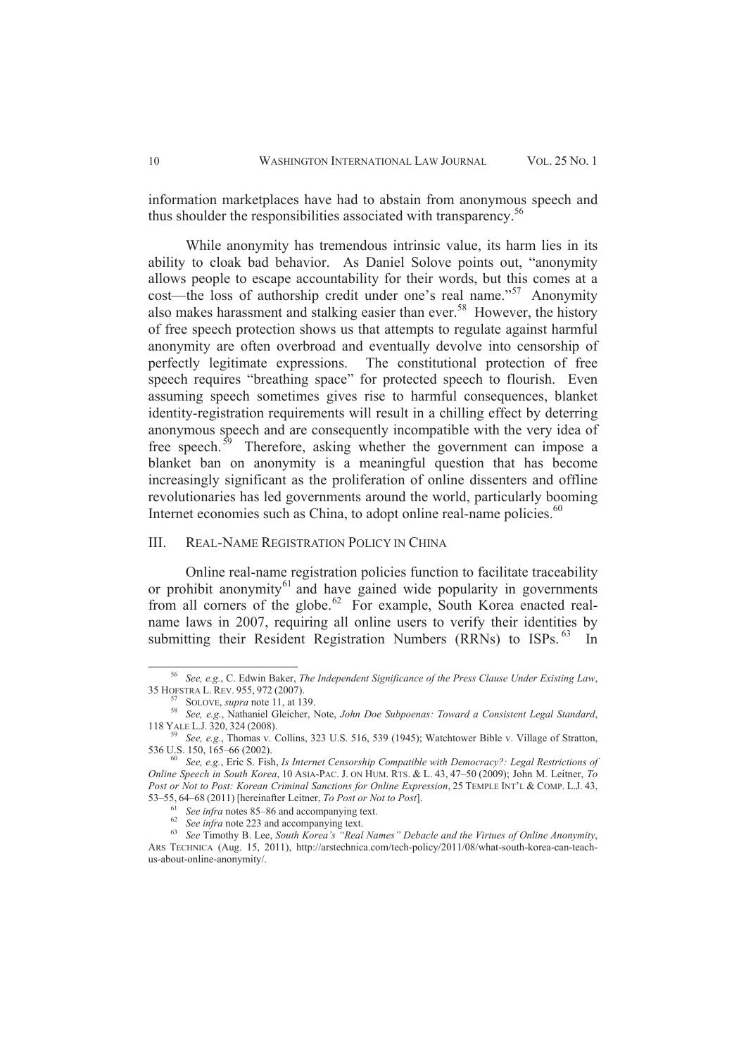information marketplaces have had to abstain from anonymous speech and thus shoulder the responsibilities associated with transparency.[56]

While anonymity has tremendous intrinsic value, its harm lies in its ability to cloak bad behavior. As Daniel Solove points out, "anonymity allows people to escape accountability for their words, but this comes at a cost—the loss of authorship credit under one's real name."[57] Anonymity also makes harassment and stalking easier than ever.[58] However, the history of free speech protection shows us that attempts to regulate against harmful anonymity are often overbroad and eventually devolve into censorship of perfectly legitimate expressions. The constitutional protection of free speech requires "breathing space" for protected speech to flourish. Even assuming speech sometimes gives rise to harmful consequences, blanket identity-registration requirements will result in a chilling effect by deterring anonymous speech and are consequently incompatible with the very idea of free speech.[59] Therefore, asking whether the government can impose a blanket ban on anonymity is a meaningful question that has become increasingly significant as the proliferation of online dissenters and offline revolutionaries has led governments around the world, particularly booming Internet economies such as China, to adopt online real-name policies.[60]

## III. REAL-NAME REGISTRATION POLICY IN CHINA

Online real-name registration policies function to facilitate traceability or prohibit anonymity[61] and have gained wide popularity in governments from all corners of the globe.[62] For example, South Korea enacted real-name laws in 2007, requiring all online users to verify their identities by submitting their Resident Registration Numbers (RRNs) to ISPs.[63] In

---

[56] *See, e.g.*, C. Edwin Baker, *The Independent Significance of the Press Clause Under Existing Law*, 35 HOFSTRA L. REV. 955, 972 (2007).

[57] SOLOVE, *supra* note 11, at 139.

[58] *See, e.g.*, Nathaniel Gleicher, Note, *John Doe Subpoenas: Toward a Consistent Legal Standard*, 118 YALE L.J. 320, 324 (2008).

[59] *See, e.g.*, Thomas v. Collins, 323 U.S. 516, 539 (1945); Watchtower Bible v. Village of Stratton, 536 U.S. 150, 165–66 (2002).

[60] *See, e.g.*, Eric S. Fish, *Is Internet Censorship Compatible with Democracy?: Legal Restrictions of Online Speech in South Korea*, 10 ASIA-PAC. J. ON HUM. RTS. & L. 43, 47–50 (2009); John M. Leitner, *To Post or Not to Post: Korean Criminal Sanctions for Online Expression*, 25 TEMPLE INT'L & COMP. L.J. 43, 53–55, 64–68 (2011) [hereinafter Leitner, *To Post or Not to Post*].

[61] *See infra* notes 85–86 and accompanying text.

[62] *See infra* note 223 and accompanying text.

[63] *See* Timothy B. Lee, *South Korea's "Real Names" Debacle and the Virtues of Online Anonymity*, ARS TECHNICA (Aug. 15, 2011), http://arstechnica.com/tech-policy/2011/08/what-south-korea-can-teach-us-about-online-anonymity/.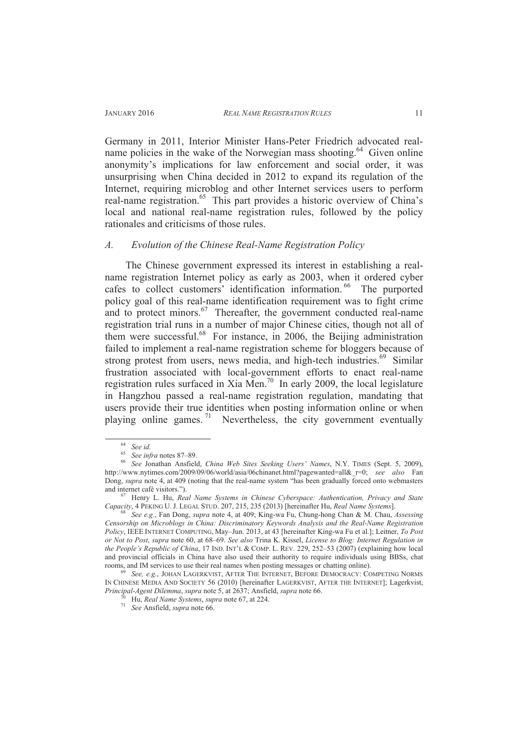Germany in 2011, Interior Minister Hans-Peter Friedrich advocated real-name policies in the wake of the Norwegian mass shooting.[64] Given online anonymity's implications for law enforcement and social order, it was unsurprising when China decided in 2012 to expand its regulation of the Internet, requiring microblog and other Internet services users to perform real-name registration.[65] This part provides a historic overview of China's local and national real-name registration rules, followed by the policy rationales and criticisms of those rules.

### *A. Evolution of the Chinese Real-Name Registration Policy*

The Chinese government expressed its interest in establishing a real-name registration Internet policy as early as 2003, when it ordered cyber cafes to collect customers' identification information.[66] The purported policy goal of this real-name identification requirement was to fight crime and to protect minors.[67] Thereafter, the government conducted real-name registration trial runs in a number of major Chinese cities, though not all of them were successful.[68] For instance, in 2006, the Beijing administration failed to implement a real-name registration scheme for bloggers because of strong protest from users, news media, and high-tech industries.[69] Similar frustration associated with local-government efforts to enact real-name registration rules surfaced in Xia Men.[70] In early 2009, the local legislature in Hangzhou passed a real-name registration regulation, mandating that users provide their true identities when posting information online or when playing online games.[71] Nevertheless, the city government eventually

---

[64] *See id.*

[65] *See infra* notes 87–89.

[66] *See* Jonathan Ansfield, *China Web Sites Seeking Users' Names*, N.Y. TIMES (Sept. 5, 2009), http://www.nytimes.com/2009/09/06/world/asia/06chinanet.html?pagewanted=all&_r=0; *see also* Fan Dong, *supra* note 4, at 409 (noting that the real-name system "has been gradually forced onto webmasters and internet café visitors.").

[67] Henry L. Hu, *Real Name Systems in Chinese Cyberspace: Authentication, Privacy and State Capacity*, 4 PEKING U. J. LEGAL STUD. 207, 215, 235 (2013) [hereinafter Hu, *Real Name Systems*].

[68] *See e.g.*, Fan Dong, *supra* note 4, at 409; King-wa Fu, Chung-hong Chan & M. Chau, *Assessing Censorship on Microblogs in China: Discriminatory Keywords Analysis and the Real-Name Registration Policy*, IEEE INTERNET COMPUTING, May–Jun. 2013, at 43 [hereinafter King-wa Fu et al.]; Leitner, *To Post or Not to Post*, *supra* note 60, at 68–69. *See also* Trina K. Kissel, *License to Blog: Internet Regulation in the People's Republic of China*, 17 IND. INT'L & COMP. L. REV. 229, 252–53 (2007) (explaining how local and provincial officials in China have also used their authority to require individuals using BBSs, chat rooms, and IM services to use their real names when posting messages or chatting online).

[69] *See, e.g.*, JOHAN LAGERKVIST, AFTER THE INTERNET, BEFORE DEMOCRACY: COMPETING NORMS IN CHINESE MEDIA AND SOCIETY 56 (2010) [hereinafter LAGERKVIST, AFTER THE INTERNET]; Lagerkvist, *Principal-Agent Dilemma*, *supra* note 5, at 2637; Ansfield, *supra* note 66.

[70] Hu, *Real Name Systems*, *supra* note 67, at 224.

[71] *See* Ansfield, *supra* note 66.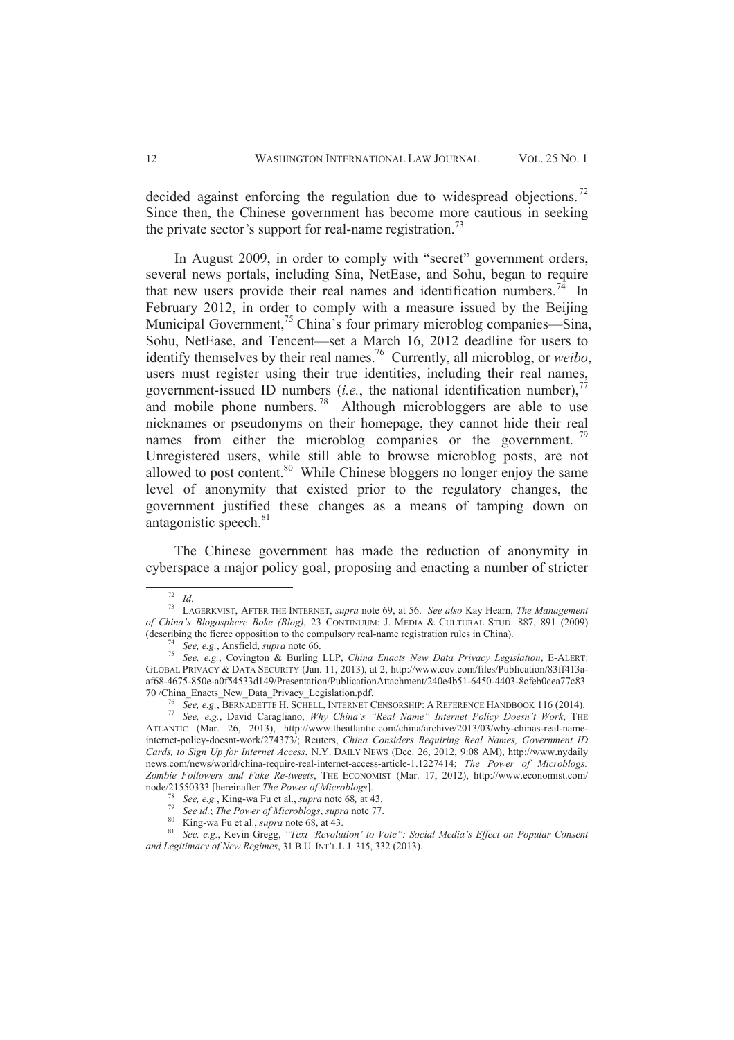decided against enforcing the regulation due to widespread objections.[72] Since then, the Chinese government has become more cautious in seeking the private sector's support for real-name registration.[73]

In August 2009, in order to comply with "secret" government orders, several news portals, including Sina, NetEase, and Sohu, began to require that new users provide their real names and identification numbers.[74] In February 2012, in order to comply with a measure issued by the Beijing Municipal Government,[75] China's four primary microblog companies—Sina, Sohu, NetEase, and Tencent—set a March 16, 2012 deadline for users to identify themselves by their real names.[76] Currently, all microblog, or *weibo*, users must register using their true identities, including their real names, government-issued ID numbers (*i.e.*, the national identification number),[77] and mobile phone numbers.[78] Although microbloggers are able to use nicknames or pseudonyms on their homepage, they cannot hide their real names from either the microblog companies or the government.[79] Unregistered users, while still able to browse microblog posts, are not allowed to post content.[80] While Chinese bloggers no longer enjoy the same level of anonymity that existed prior to the regulatory changes, the government justified these changes as a means of tamping down on antagonistic speech.[81]

The Chinese government has made the reduction of anonymity in cyberspace a major policy goal, proposing and enacting a number of stricter

---

[72] *Id*.

[73] LAGERKVIST, AFTER THE INTERNET, *supra* note 69, at 56. *See also* Kay Hearn, *The Management of China's Blogosphere Boke (Blog)*, 23 CONTINUUM: J. MEDIA & CULTURAL STUD. 887, 891 (2009) (describing the fierce opposition to the compulsory real-name registration rules in China).

[74] *See, e.g.*, Ansfield, *supra* note 66.

[75] *See, e.g.*, Covington & Burling LLP, *China Enacts New Data Privacy Legislation*, E-ALERT: GLOBAL PRIVACY & DATA SECURITY (Jan. 11, 2013), at 2, http://www.cov.com/files/Publication/83ff413a-af68-4675-850e-a0f54533d149/Presentation/PublicationAttachment/240e4b51-6450-4403-8cfeb0cea77c83 70 /China_Enacts_New_Data_Privacy_Legislation.pdf.

[76] *See, e.g.*, BERNADETTE H. SCHELL, INTERNET CENSORSHIP: A REFERENCE HANDBOOK 116 (2014).

[77] *See, e.g.*, David Caragliano, *Why China's "Real Name" Internet Policy Doesn't Work*, THE ATLANTIC (Mar. 26, 2013), http://www.theatlantic.com/china/archive/2013/03/why-chinas-real-name-internet-policy-doesnt-work/274373/; Reuters, *China Considers Requiring Real Names, Government ID Cards, to Sign Up for Internet Access*, N.Y. DAILY NEWS (Dec. 26, 2012, 9:08 AM), http://www.nydailynews.com/news/world/china-require-real-internet-access-article-1.1227414; *The Power of Microblogs: Zombie Followers and Fake Re-tweets*, THE ECONOMIST (Mar. 17, 2012), http://www.economist.com/node/21550333 [hereinafter *The Power of Microblogs*].

[78] *See, e.g.*, King-wa Fu et al., *supra* note 68*,* at 43.

[79] *See id.*; *The Power of Microblogs*, *supra* note 77.

[80] King-wa Fu et al., *supra* note 68, at 43.

[81] *See, e.g.*, Kevin Gregg, *"Text 'Revolution' to Vote": Social Media's Effect on Popular Consent and Legitimacy of New Regimes*, 31 B.U. INT'L L.J. 315, 332 (2013).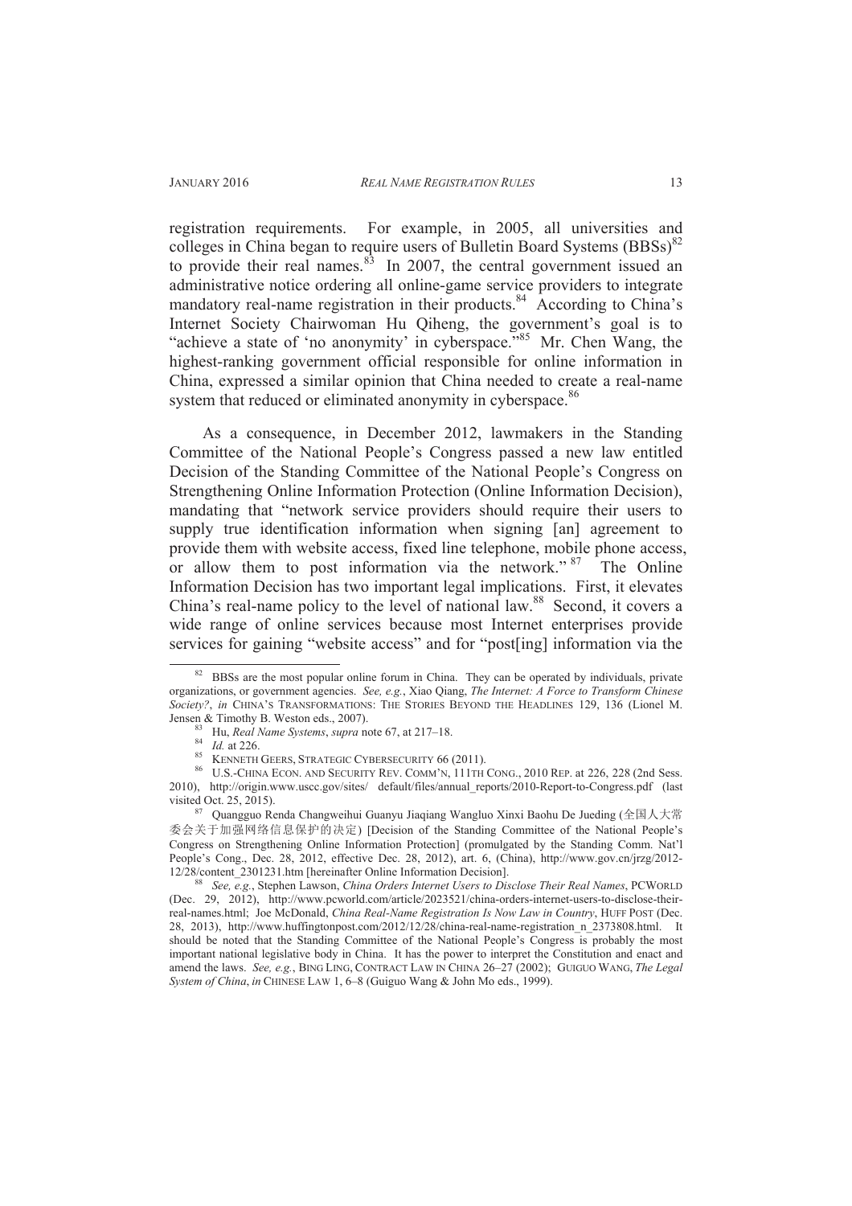registration requirements. For example, in 2005, all universities and colleges in China began to require users of Bulletin Board Systems (BBSs)[82] to provide their real names.[83] In 2007, the central government issued an administrative notice ordering all online-game service providers to integrate mandatory real-name registration in their products.[84] According to China's Internet Society Chairwoman Hu Qiheng, the government's goal is to "achieve a state of 'no anonymity' in cyberspace."[85] Mr. Chen Wang, the highest-ranking government official responsible for online information in China, expressed a similar opinion that China needed to create a real-name system that reduced or eliminated anonymity in cyberspace.[86]

As a consequence, in December 2012, lawmakers in the Standing Committee of the National People's Congress passed a new law entitled Decision of the Standing Committee of the National People's Congress on Strengthening Online Information Protection (Online Information Decision), mandating that "network service providers should require their users to supply true identification information when signing [an] agreement to provide them with website access, fixed line telephone, mobile phone access, or allow them to post information via the network."[87] The Online Information Decision has two important legal implications. First, it elevates China's real-name policy to the level of national law.[88] Second, it covers a wide range of online services because most Internet enterprises provide services for gaining "website access" and for "post[ing] information via the

---

[82] BBSs are the most popular online forum in China. They can be operated by individuals, private organizations, or government agencies. *See, e.g.*, Xiao Qiang, *The Internet: A Force to Transform Chinese Society?*, *in* CHINA'S TRANSFORMATIONS: THE STORIES BEYOND THE HEADLINES 129, 136 (Lionel M. Jensen & Timothy B. Weston eds., 2007).

[83] Hu, *Real Name Systems*, *supra* note 67, at 217–18.

[84] *Id.* at 226.

[85] KENNETH GEERS, STRATEGIC CYBERSECURITY 66 (2011).

[86] U.S.-CHINA ECON. AND SECURITY REV. COMM'N, 111TH CONG., 2010 REP. at 226, 228 (2nd Sess. 2010), http://origin.www.uscc.gov/sites/ default/files/annual_reports/2010-Report-to-Congress.pdf (last visited Oct. 25, 2015).

[87] Quangguo Renda Changweihui Guanyu Jiaqiang Wangluo Xinxi Baohu De Jueding (全国人大常委会关于加强网络信息保护的决定) [Decision of the Standing Committee of the National People's Congress on Strengthening Online Information Protection] (promulgated by the Standing Comm. Nat'l People's Cong., Dec. 28, 2012, effective Dec. 28, 2012), art. 6, (China), http://www.gov.cn/jrzg/2012-12/28/content_2301231.htm [hereinafter Online Information Decision].

[88] *See, e.g.*, Stephen Lawson, *China Orders Internet Users to Disclose Their Real Names*, PCWORLD (Dec. 29, 2012), http://www.pcworld.com/article/2023521/china-orders-internet-users-to-disclose-their-real-names.html; Joe McDonald, *China Real-Name Registration Is Now Law in Country*, HUFF POST (Dec. 28, 2013), http://www.huffingtonpost.com/2012/12/28/china-real-name-registration_n_2373808.html. It should be noted that the Standing Committee of the National People's Congress is probably the most important national legislative body in China. It has the power to interpret the Constitution and enact and amend the laws. *See, e.g.*, BING LING, CONTRACT LAW IN CHINA 26–27 (2002); GUIGUO WANG, *The Legal System of China*, *in* CHINESE LAW 1, 6–8 (Guiguo Wang & John Mo eds., 1999).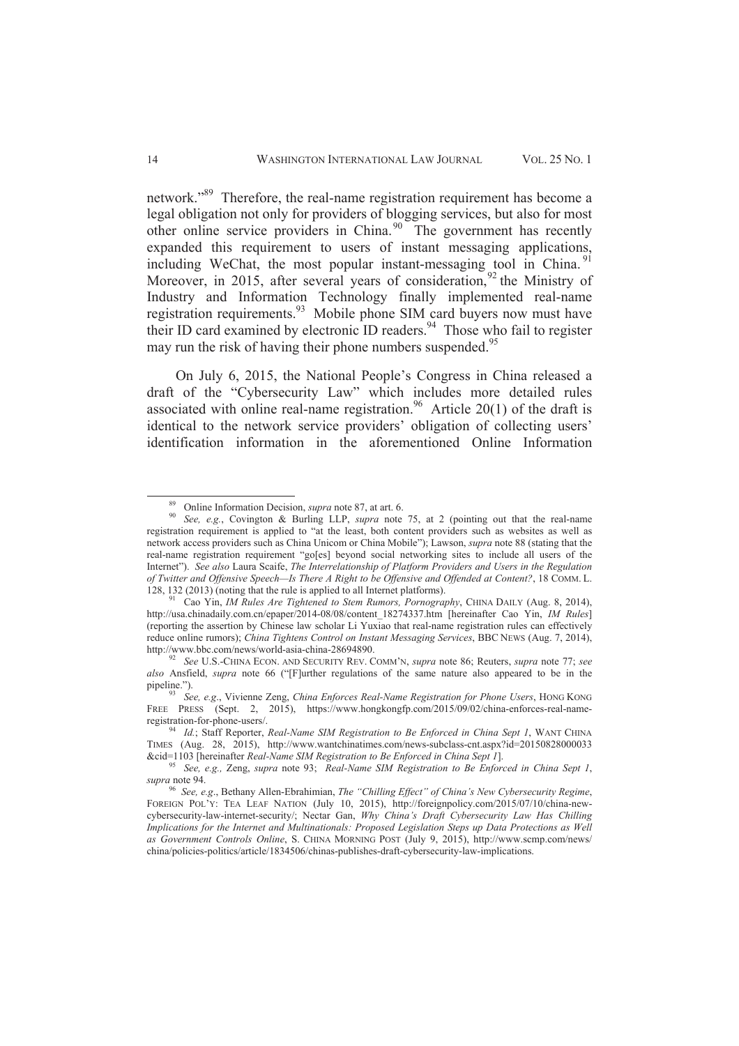network."[89] Therefore, the real-name registration requirement has become a legal obligation not only for providers of blogging services, but also for most other online service providers in China.[90] The government has recently expanded this requirement to users of instant messaging applications, including WeChat, the most popular instant-messaging tool in China.[91] Moreover, in 2015, after several years of consideration,[92] the Ministry of Industry and Information Technology finally implemented real-name registration requirements.[93] Mobile phone SIM card buyers now must have their ID card examined by electronic ID readers.[94] Those who fail to register may run the risk of having their phone numbers suspended.[95]

On July 6, 2015, the National People's Congress in China released a draft of the "Cybersecurity Law" which includes more detailed rules associated with online real-name registration.[96] Article 20(1) of the draft is identical to the network service providers' obligation of collecting users' identification information in the aforementioned Online Information

---

[89] Online Information Decision, *supra* note 87, at art. 6.

[90] *See, e.g.*, Covington & Burling LLP, *supra* note 75, at 2 (pointing out that the real-name registration requirement is applied to "at the least, both content providers such as websites as well as network access providers such as China Unicom or China Mobile"); Lawson, *supra* note 88 (stating that the real-name registration requirement "go[es] beyond social networking sites to include all users of the Internet"). *See also* Laura Scaife, *The Interrelationship of Platform Providers and Users in the Regulation of Twitter and Offensive Speech—Is There A Right to be Offensive and Offended at Content?*, 18 COMM. L. 128, 132 (2013) (noting that the rule is applied to all Internet platforms).

[91] Cao Yin, *IM Rules Are Tightened to Stem Rumors, Pornography*, CHINA DAILY (Aug. 8, 2014), http://usa.chinadaily.com.cn/epaper/2014-08/08/content_18274337.htm [hereinafter Cao Yin, *IM Rules*] (reporting the assertion by Chinese law scholar Li Yuxiao that real-name registration rules can effectively reduce online rumors); *China Tightens Control on Instant Messaging Services*, BBC NEWS (Aug. 7, 2014), http://www.bbc.com/news/world-asia-china-28694890.

[92] *See* U.S.-CHINA ECON. AND SECURITY REV. COMM'N, *supra* note 86; Reuters, *supra* note 77; *see also* Ansfield, *supra* note 66 ("[F]urther regulations of the same nature also appeared to be in the pipeline.").

[93] *See, e.g.*, Vivienne Zeng, *China Enforces Real-Name Registration for Phone Users*, HONG KONG FREE PRESS (Sept. 2, 2015), https://www.hongkongfp.com/2015/09/02/china-enforces-real-name-registration-for-phone-users/.

[94] *Id.*; Staff Reporter, *Real-Name SIM Registration to Be Enforced in China Sept 1*, WANT CHINA TIMES (Aug. 28, 2015), http://www.wantchinatimes.com/news-subclass-cnt.aspx?id=20150828000033&cid=1103 [hereinafter *Real-Name SIM Registration to Be Enforced in China Sept 1*].

[95] *See, e.g.,* Zeng, *supra* note 93; *Real-Name SIM Registration to Be Enforced in China Sept 1*, *supra* note 94.

[96] *See, e.g.*, Bethany Allen-Ebrahimian, *The "Chilling Effect" of China's New Cybersecurity Regime*, FOREIGN POL'Y: TEA LEAF NATION (July 10, 2015), http://foreignpolicy.com/2015/07/10/china-new-cybersecurity-law-internet-security/; Nectar Gan, *Why China's Draft Cybersecurity Law Has Chilling Implications for the Internet and Multinationals: Proposed Legislation Steps up Data Protections as Well as Government Controls Online*, S. CHINA MORNING POST (July 9, 2015), http://www.scmp.com/news/china/policies-politics/article/1834506/chinas-publishes-draft-cybersecurity-law-implications.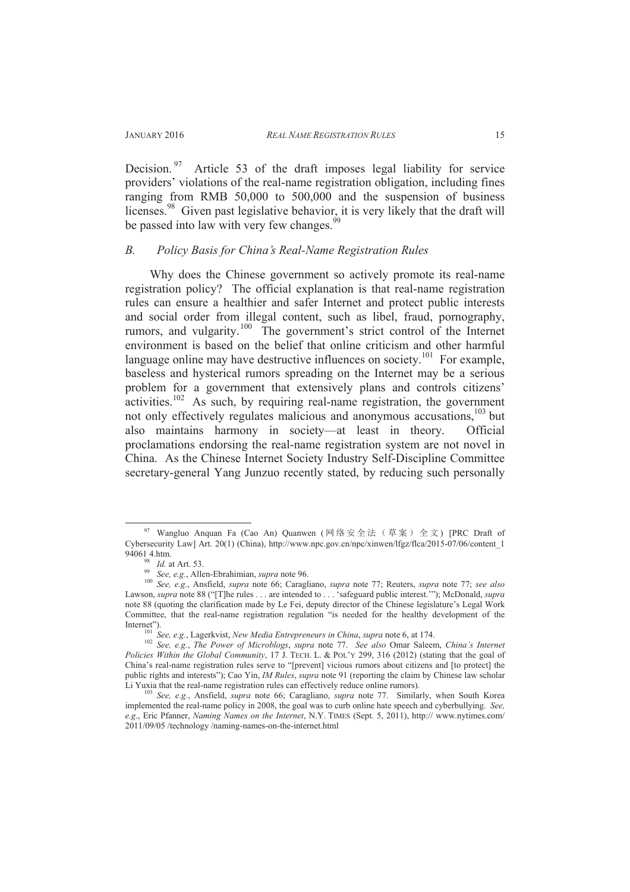Decision.[97] Article 53 of the draft imposes legal liability for service providers' violations of the real-name registration obligation, including fines ranging from RMB 50,000 to 500,000 and the suspension of business licenses.[98] Given past legislative behavior, it is very likely that the draft will be passed into law with very few changes.[99]

### *B. Policy Basis for China's Real-Name Registration Rules*

Why does the Chinese government so actively promote its real-name registration policy? The official explanation is that real-name registration rules can ensure a healthier and safer Internet and protect public interests and social order from illegal content, such as libel, fraud, pornography, rumors, and vulgarity.[100] The government's strict control of the Internet environment is based on the belief that online criticism and other harmful language online may have destructive influences on society.[101] For example, baseless and hysterical rumors spreading on the Internet may be a serious problem for a government that extensively plans and controls citizens' activities.[102] As such, by requiring real-name registration, the government not only effectively regulates malicious and anonymous accusations,[103] but also maintains harmony in society—at least in theory. Official proclamations endorsing the real-name registration system are not novel in China. As the Chinese Internet Society Industry Self-Discipline Committee secretary-general Yang Junzuo recently stated, by reducing such personally

---

[97] Wangluo Anquan Fa (Cao An) Quanwen (网络安全法（草案）全文) [PRC Draft of Cybersecurity Law] Art. 20(1) (China), http://www.npc.gov.cn/npc/xinwen/lfgz/flca/2015-07/06/content_1 94061 4.htm.

[98] *Id.* at Art. 53.

[99] *See, e.g.*, Allen-Ebrahimian, *supra* note 96.

[100] *See, e.g.*, Ansfield, *supra* note 66; Caragliano, *supra* note 77; Reuters, *supra* note 77; *see also* Lawson, *supra* note 88 ("[T]he rules . . . are intended to . . . 'safeguard public interest.'"); McDonald, *supra* note 88 (quoting the clarification made by Le Fei, deputy director of the Chinese legislature's Legal Work Committee, that the real-name registration regulation "is needed for the healthy development of the Internet").

[101] *See, e.g.*, Lagerkvist, *New Media Entrepreneurs in China*, *supra* note 6, at 174.

[102] *See, e.g.*, *The Power of Microblogs*, *supra* note 77. *See also* Omar Saleem, *China's Internet Policies Within the Global Community*, 17 J. TECH. L. & POL'Y 299, 316 (2012) (stating that the goal of China's real-name registration rules serve to "[prevent] vicious rumors about citizens and [to protect] the public rights and interests"); Cao Yin, *IM Rules*, *supra* note 91 (reporting the claim by Chinese law scholar Li Yuxia that the real-name registration rules can effectively reduce online rumors).

[103] *See, e.g.*, Ansfield, *supra* note 66; Caragliano, *supra* note 77. Similarly, when South Korea implemented the real-name policy in 2008, the goal was to curb online hate speech and cyberbullying. *See, e.g.*, Eric Pfanner, *Naming Names on the Internet*, N.Y. TIMES (Sept. 5, 2011), http:// www.nytimes.com/ 2011/09/05 /technology /naming-names-on-the-internet.html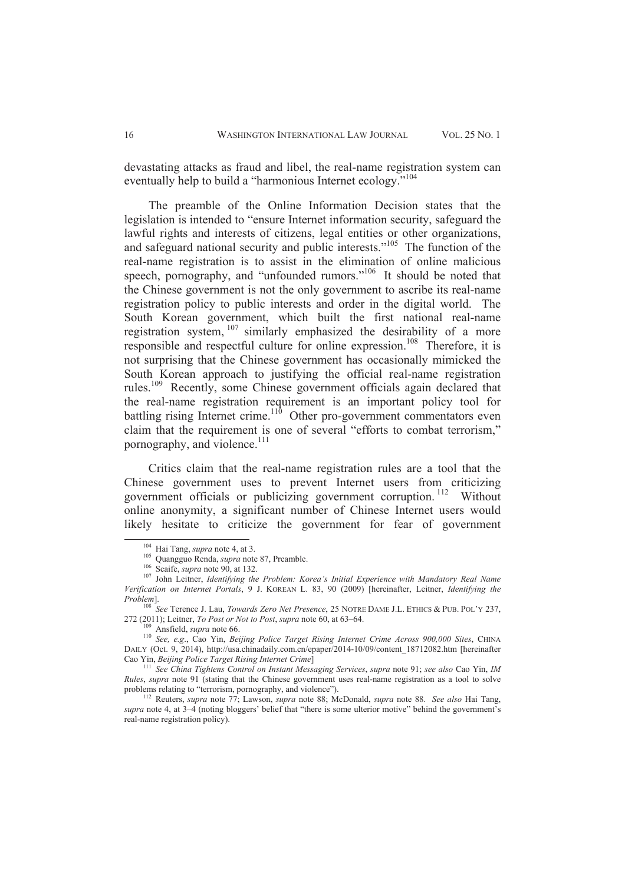devastating attacks as fraud and libel, the real-name registration system can eventually help to build a "harmonious Internet ecology."[104]

The preamble of the Online Information Decision states that the legislation is intended to "ensure Internet information security, safeguard the lawful rights and interests of citizens, legal entities or other organizations, and safeguard national security and public interests."[105] The function of the real-name registration is to assist in the elimination of online malicious speech, pornography, and "unfounded rumors."[106] It should be noted that the Chinese government is not the only government to ascribe its real-name registration policy to public interests and order in the digital world. The South Korean government, which built the first national real-name registration system,[107] similarly emphasized the desirability of a more responsible and respectful culture for online expression.[108] Therefore, it is not surprising that the Chinese government has occasionally mimicked the South Korean approach to justifying the official real-name registration rules.[109] Recently, some Chinese government officials again declared that the real-name registration requirement is an important policy tool for battling rising Internet crime.[110] Other pro-government commentators even claim that the requirement is one of several "efforts to combat terrorism," pornography, and violence.[111]

Critics claim that the real-name registration rules are a tool that the Chinese government uses to prevent Internet users from criticizing government officials or publicizing government corruption.[112] Without online anonymity, a significant number of Chinese Internet users would likely hesitate to criticize the government for fear of government

---

[104] Hai Tang, *supra* note 4, at 3.

[105] Quangguo Renda, *supra* note 87, Preamble.

[106] Scaife, *supra* note 90, at 132.

[107] John Leitner, *Identifying the Problem: Korea's Initial Experience with Mandatory Real Name Verification on Internet Portals*, 9 J. KOREAN L. 83, 90 (2009) [hereinafter, Leitner, *Identifying the Problem*].

[108] *See* Terence J. Lau, *Towards Zero Net Presence*, 25 NOTRE DAME J.L. ETHICS & PUB. POL'Y 237, 272 (2011); Leitner, *To Post or Not to Post*, *supra* note 60, at 63–64.

[109] Ansfield, *supra* note 66.

[110] *See, e.g.*, Cao Yin, *Beijing Police Target Rising Internet Crime Across 900,000 Sites*, CHINA DAILY (Oct. 9, 2014), http://usa.chinadaily.com.cn/epaper/2014-10/09/content_18712082.htm [hereinafter Cao Yin, *Beijing Police Target Rising Internet Crime*]

[111] *See China Tightens Control on Instant Messaging Services*, *supra* note 91; *see also* Cao Yin, *IM Rules*, *supra* note 91 (stating that the Chinese government uses real-name registration as a tool to solve problems relating to "terrorism, pornography, and violence").

[112] Reuters, *supra* note 77; Lawson, *supra* note 88; McDonald, *supra* note 88. *See also* Hai Tang, *supra* note 4, at 3–4 (noting bloggers' belief that "there is some ulterior motive" behind the government's real-name registration policy).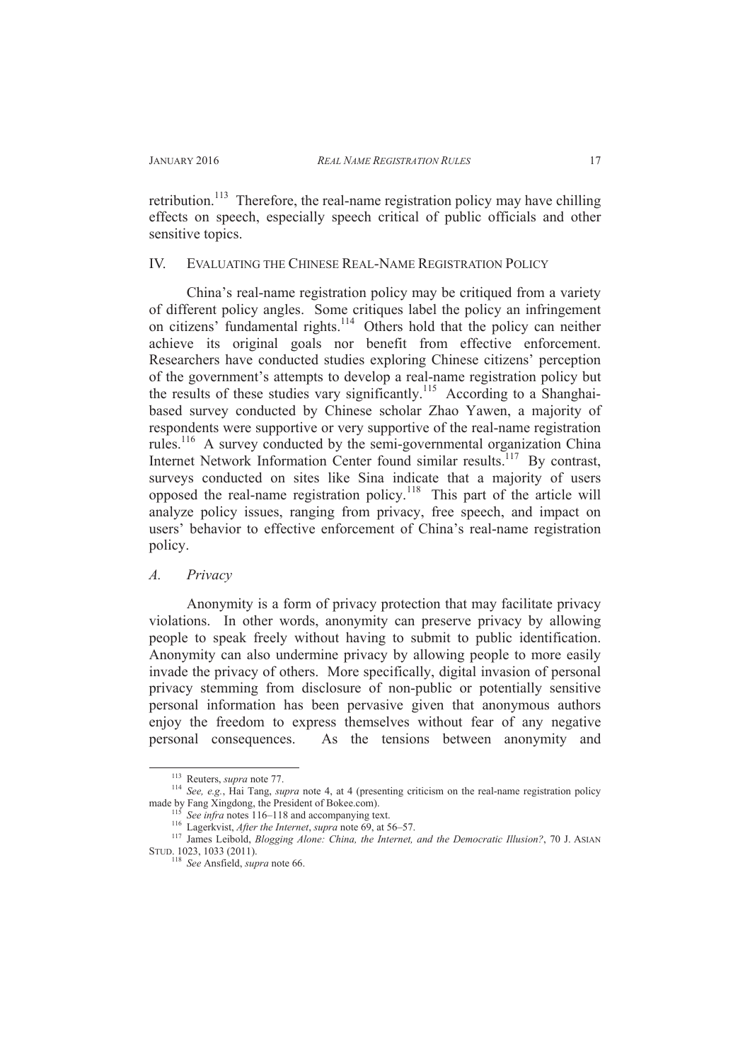retribution.[113] Therefore, the real-name registration policy may have chilling effects on speech, especially speech critical of public officials and other sensitive topics.

## IV. EVALUATING THE CHINESE REAL-NAME REGISTRATION POLICY

China's real-name registration policy may be critiqued from a variety of different policy angles. Some critiques label the policy an infringement on citizens' fundamental rights.[114] Others hold that the policy can neither achieve its original goals nor benefit from effective enforcement. Researchers have conducted studies exploring Chinese citizens' perception of the government's attempts to develop a real-name registration policy but the results of these studies vary significantly.[115] According to a Shanghai-based survey conducted by Chinese scholar Zhao Yawen, a majority of respondents were supportive or very supportive of the real-name registration rules.[116] A survey conducted by the semi-governmental organization China Internet Network Information Center found similar results.[117] By contrast, surveys conducted on sites like Sina indicate that a majority of users opposed the real-name registration policy.[118] This part of the article will analyze policy issues, ranging from privacy, free speech, and impact on users' behavior to effective enforcement of China's real-name registration policy.

### *A. Privacy*

Anonymity is a form of privacy protection that may facilitate privacy violations. In other words, anonymity can preserve privacy by allowing people to speak freely without having to submit to public identification. Anonymity can also undermine privacy by allowing people to more easily invade the privacy of others. More specifically, digital invasion of personal privacy stemming from disclosure of non-public or potentially sensitive personal information has been pervasive given that anonymous authors enjoy the freedom to express themselves without fear of any negative personal consequences. As the tensions between anonymity and

---

[113] Reuters, *supra* note 77.

[114] *See, e.g.*, Hai Tang, *supra* note 4, at 4 (presenting criticism on the real-name registration policy made by Fang Xingdong, the President of Bokee.com).

[115] *See infra* notes 116–118 and accompanying text.

[116] Lagerkvist, *After the Internet*, *supra* note 69, at 56–57.

[117] James Leibold, *Blogging Alone: China, the Internet, and the Democratic Illusion?*, 70 J. ASIAN STUD. 1023, 1033 (2011).

[118] *See* Ansfield, *supra* note 66.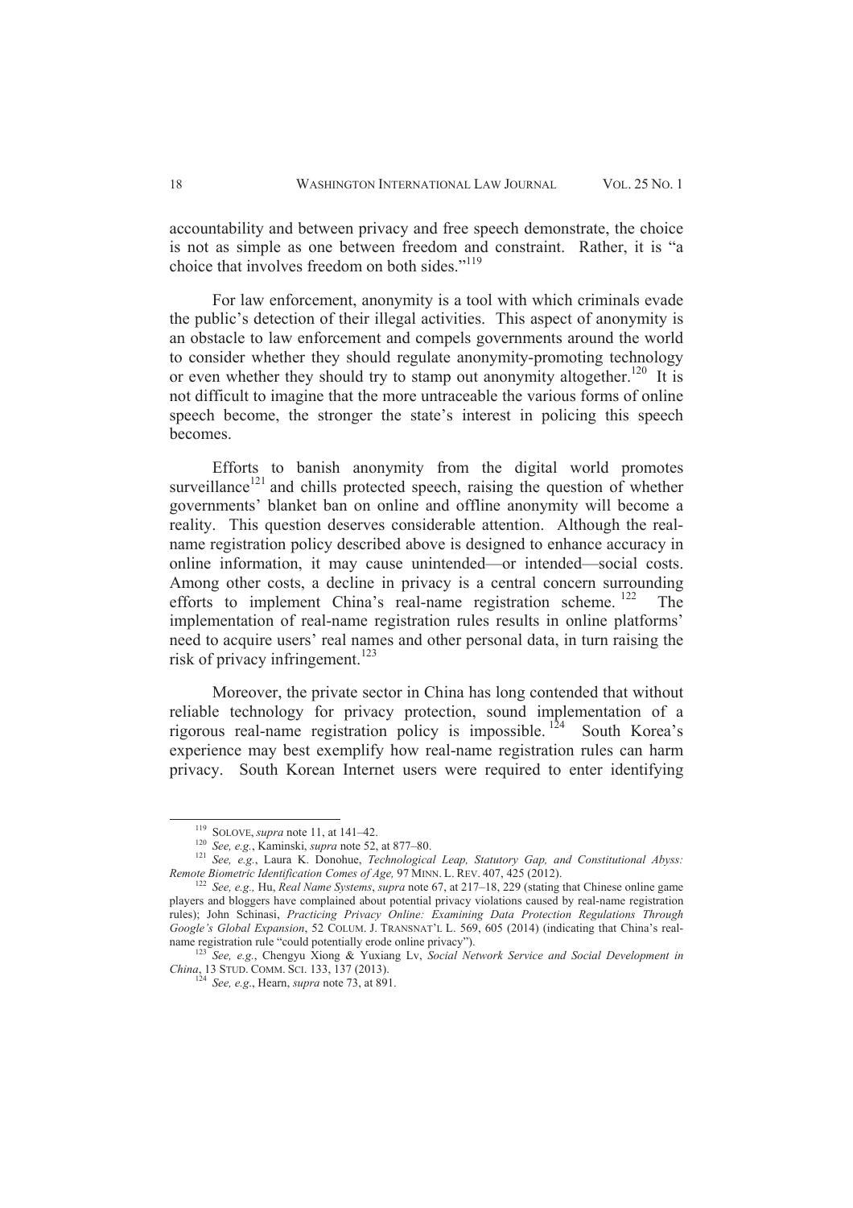accountability and between privacy and free speech demonstrate, the choice is not as simple as one between freedom and constraint. Rather, it is "a choice that involves freedom on both sides."[119]

For law enforcement, anonymity is a tool with which criminals evade the public's detection of their illegal activities. This aspect of anonymity is an obstacle to law enforcement and compels governments around the world to consider whether they should regulate anonymity-promoting technology or even whether they should try to stamp out anonymity altogether.[120] It is not difficult to imagine that the more untraceable the various forms of online speech become, the stronger the state's interest in policing this speech becomes.

Efforts to banish anonymity from the digital world promotes surveillance[121] and chills protected speech, raising the question of whether governments' blanket ban on online and offline anonymity will become a reality. This question deserves considerable attention. Although the real-name registration policy described above is designed to enhance accuracy in online information, it may cause unintended—or intended—social costs. Among other costs, a decline in privacy is a central concern surrounding efforts to implement China's real-name registration scheme.[122] The implementation of real-name registration rules results in online platforms' need to acquire users' real names and other personal data, in turn raising the risk of privacy infringement.[123]

Moreover, the private sector in China has long contended that without reliable technology for privacy protection, sound implementation of a rigorous real-name registration policy is impossible.[124] South Korea's experience may best exemplify how real-name registration rules can harm privacy. South Korean Internet users were required to enter identifying

---

[119] SOLOVE, *supra* note 11, at 141–42.

[120] *See, e.g.*, Kaminski, *supra* note 52, at 877–80.

[121] *See, e.g.*, Laura K. Donohue, *Technological Leap, Statutory Gap, and Constitutional Abyss: Remote Biometric Identification Comes of Age,* 97 MINN. L. REV. 407, 425 (2012).

[122] *See, e.g.,* Hu, *Real Name Systems*, *supra* note 67, at 217–18, 229 (stating that Chinese online game players and bloggers have complained about potential privacy violations caused by real-name registration rules); John Schinasi, *Practicing Privacy Online: Examining Data Protection Regulations Through Google's Global Expansion*, 52 COLUM. J. TRANSNAT'L L. 569, 605 (2014) (indicating that China's real-name registration rule "could potentially erode online privacy").

[123] *See, e.g.*, Chengyu Xiong & Yuxiang Lv, *Social Network Service and Social Development in China*, 13 STUD. COMM. SCI. 133, 137 (2013).

[124] *See, e.g.*, Hearn, *supra* note 73, at 891.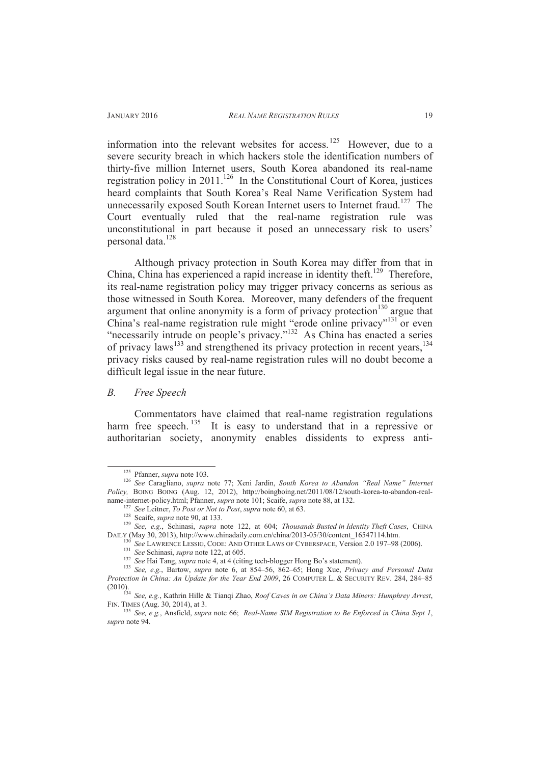information into the relevant websites for access.[125] However, due to a severe security breach in which hackers stole the identification numbers of thirty-five million Internet users, South Korea abandoned its real-name registration policy in 2011.[126] In the Constitutional Court of Korea, justices heard complaints that South Korea's Real Name Verification System had unnecessarily exposed South Korean Internet users to Internet fraud.[127] The Court eventually ruled that the real-name registration rule was unconstitutional in part because it posed an unnecessary risk to users' personal data.[128]

Although privacy protection in South Korea may differ from that in China, China has experienced a rapid increase in identity theft.[129] Therefore, its real-name registration policy may trigger privacy concerns as serious as those witnessed in South Korea. Moreover, many defenders of the frequent argument that online anonymity is a form of privacy protection[130] argue that China's real-name registration rule might "erode online privacy"[131] or even "necessarily intrude on people's privacy."[132] As China has enacted a series of privacy laws[133] and strengthened its privacy protection in recent years,[134] privacy risks caused by real-name registration rules will no doubt become a difficult legal issue in the near future.

### *B. Free Speech*

Commentators have claimed that real-name registration regulations harm free speech.[135] It is easy to understand that in a repressive or authoritarian society, anonymity enables dissidents to express anti-

---

[125] Pfanner, *supra* note 103.

[126] *See* Caragliano, *supra* note 77; Xeni Jardin, *South Korea to Abandon "Real Name" Internet Policy,* BOING BOING (Aug. 12, 2012), http://boingboing.net/2011/08/12/south-korea-to-abandon-real-name-internet-policy.html; Pfanner, *supra* note 101; Scaife, *supra* note 88, at 132.

[127] *See* Leitner, *To Post or Not to Post*, *supra* note 60, at 63.

[128] Scaife, *supra* note 90, at 133.

[129] *See, e.g.*, Schinasi, *supra* note 122, at 604; *Thousands Busted in Identity Theft Cases*, CHINA DAILY (May 30, 2013), http://www.chinadaily.com.cn/china/2013-05/30/content_16547114.htm.

[130] *See* LAWRENCE LESSIG, CODE: AND OTHER LAWS OF CYBERSPACE, Version 2.0 197–98 (2006).

[131] *See* Schinasi, *supra* note 122, at 605.

[132] *See* Hai Tang, *supra* note 4, at 4 (citing tech-blogger Hong Bo's statement).

[133] *See, e.g.*, Bartow, *supra* note 6, at 854–56, 862–65; Hong Xue, *Privacy and Personal Data Protection in China: An Update for the Year End 2009*, 26 COMPUTER L. & SECURITY REV. 284, 284–85 (2010).

[134] *See, e.g.*, Kathrin Hille & Tianqi Zhao, *Roof Caves in on China's Data Miners: Humphrey Arrest*, FIN. TIMES (Aug. 30, 2014), at 3.

[135] *See, e.g.*, Ansfield, *supra* note 66; *Real-Name SIM Registration to Be Enforced in China Sept 1*, *supra* note 94.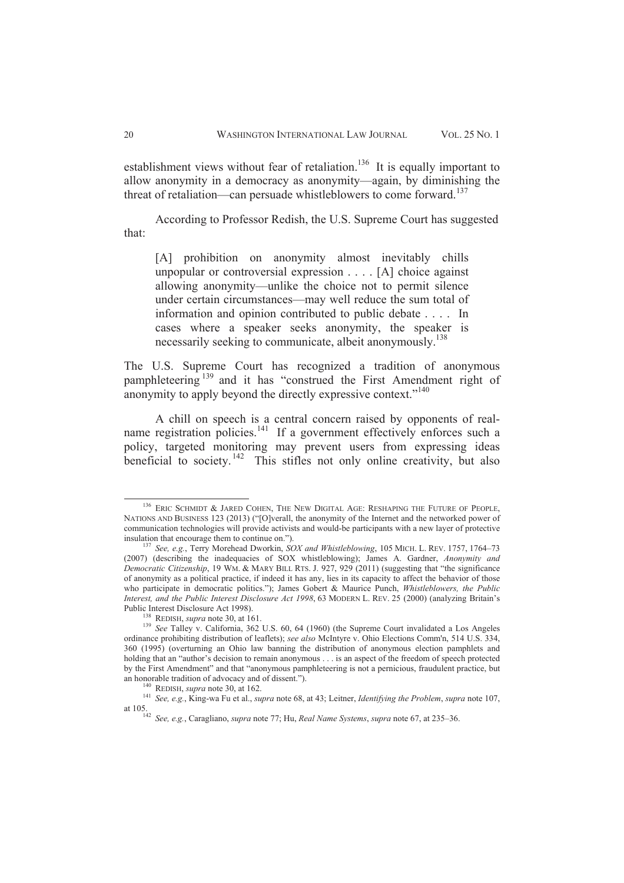establishment views without fear of retaliation.[136] It is equally important to allow anonymity in a democracy as anonymity—again, by diminishing the threat of retaliation—can persuade whistleblowers to come forward.[137]

According to Professor Redish, the U.S. Supreme Court has suggested that:

> [A] prohibition on anonymity almost inevitably chills unpopular or controversial expression . . . . [A] choice against allowing anonymity—unlike the choice not to permit silence under certain circumstances—may well reduce the sum total of information and opinion contributed to public debate . . . . In cases where a speaker seeks anonymity, the speaker is necessarily seeking to communicate, albeit anonymously.[138]

The U.S. Supreme Court has recognized a tradition of anonymous pamphleteering[139] and it has "construed the First Amendment right of anonymity to apply beyond the directly expressive context."[140]

A chill on speech is a central concern raised by opponents of real-name registration policies.[141] If a government effectively enforces such a policy, targeted monitoring may prevent users from expressing ideas beneficial to society.[142] This stifles not only online creativity, but also

---

[136] ERIC SCHMIDT & JARED COHEN, THE NEW DIGITAL AGE: RESHAPING THE FUTURE OF PEOPLE, NATIONS AND BUSINESS 123 (2013) ("[O]verall, the anonymity of the Internet and the networked power of communication technologies will provide activists and would-be participants with a new layer of protective insulation that encourage them to continue on.").

[137] *See, e.g.*, Terry Morehead Dworkin, *SOX and Whistleblowing*, 105 MICH. L. REV. 1757, 1764–73 (2007) (describing the inadequacies of SOX whistleblowing); James A. Gardner, *Anonymity and Democratic Citizenship*, 19 WM. & MARY BILL RTS. J. 927, 929 (2011) (suggesting that "the significance of anonymity as a political practice, if indeed it has any, lies in its capacity to affect the behavior of those who participate in democratic politics."); James Gobert & Maurice Punch, *Whistleblowers, the Public Interest, and the Public Interest Disclosure Act 1998*, 63 MODERN L. REV. 25 (2000) (analyzing Britain's Public Interest Disclosure Act 1998).

[138] REDISH, *supra* note 30, at 161.

[139] *See* Talley v. California, 362 U.S. 60, 64 (1960) (the Supreme Court invalidated a Los Angeles ordinance prohibiting distribution of leaflets); *see also* McIntyre v. Ohio Elections Comm'n, 514 U.S. 334, 360 (1995) (overturning an Ohio law banning the distribution of anonymous election pamphlets and holding that an "author's decision to remain anonymous . . . is an aspect of the freedom of speech protected by the First Amendment" and that "anonymous pamphleteering is not a pernicious, fraudulent practice, but an honorable tradition of advocacy and of dissent.").

[140] REDISH, *supra* note 30, at 162.

[141] *See, e.g.*, King-wa Fu et al., *supra* note 68, at 43; Leitner, *Identifying the Problem*, *supra* note 107, at 105.

[142] *See, e.g.*, Caragliano, *supra* note 77; Hu, *Real Name Systems*, *supra* note 67, at 235–36.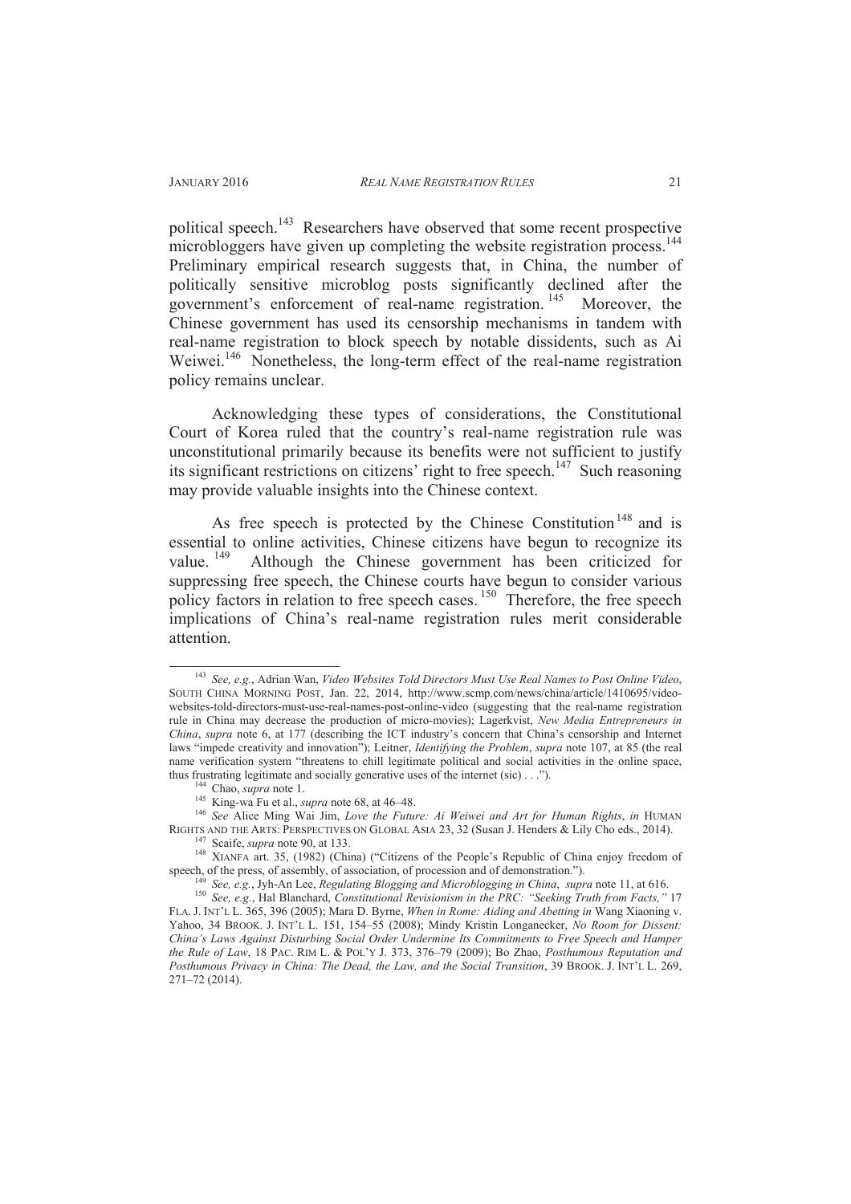political speech.[143] Researchers have observed that some recent prospective microbloggers have given up completing the website registration process.[144] Preliminary empirical research suggests that, in China, the number of politically sensitive microblog posts significantly declined after the government's enforcement of real-name registration.[145] Moreover, the Chinese government has used its censorship mechanisms in tandem with real-name registration to block speech by notable dissidents, such as Ai Weiwei.[146] Nonetheless, the long-term effect of the real-name registration policy remains unclear.

Acknowledging these types of considerations, the Constitutional Court of Korea ruled that the country's real-name registration rule was unconstitutional primarily because its benefits were not sufficient to justify its significant restrictions on citizens' right to free speech.[147] Such reasoning may provide valuable insights into the Chinese context.

As free speech is protected by the Chinese Constitution[148] and is essential to online activities, Chinese citizens have begun to recognize its value.[149] Although the Chinese government has been criticized for suppressing free speech, the Chinese courts have begun to consider various policy factors in relation to free speech cases.[150] Therefore, the free speech implications of China's real-name registration rules merit considerable attention.

---

[143] *See, e.g.*, Adrian Wan, *Video Websites Told Directors Must Use Real Names to Post Online Video*, SOUTH CHINA MORNING POST, Jan. 22, 2014, http://www.scmp.com/news/china/article/1410695/video-websites-told-directors-must-use-real-names-post-online-video (suggesting that the real-name registration rule in China may decrease the production of micro-movies); Lagerkvist, *New Media Entrepreneurs in China*, *supra* note 6, at 177 (describing the ICT industry's concern that China's censorship and Internet laws "impede creativity and innovation"); Leitner, *Identifying the Problem*, *supra* note 107, at 85 (the real name verification system "threatens to chill legitimate political and social activities in the online space, thus frustrating legitimate and socially generative uses of the internet (sic) . . .").

[144] Chao, *supra* note 1.

[145] King-wa Fu et al., *supra* note 68, at 46–48.

[146] *See* Alice Ming Wai Jim, *Love the Future: Ai Weiwei and Art for Human Rights*, *in* HUMAN RIGHTS AND THE ARTS: PERSPECTIVES ON GLOBAL ASIA 23, 32 (Susan J. Henders & Lily Cho eds., 2014).

[147] Scaife, *supra* note 90, at 133.

[148] XIANFA art. 35, (1982) (China) ("Citizens of the People's Republic of China enjoy freedom of speech, of the press, of assembly, of association, of procession and of demonstration.").

[149] *See, e.g.*, Jyh-An Lee, *Regulating Blogging and Microblogging in China*, *supra* note 11, at 616.

[150] *See, e.g.*, Hal Blanchard, *Constitutional Revisionism in the PRC: "Seeking Truth from Facts,"* 17 FLA. J. INT'L L. 365, 396 (2005); Mara D. Byrne, *When in Rome: Aiding and Abetting in* Wang Xiaoning v. Yahoo, 34 BROOK. J. INT'L L. 151, 154–55 (2008); Mindy Kristin Longanecker, *No Room for Dissent: China's Laws Against Disturbing Social Order Undermine Its Commitments to Free Speech and Hamper the Rule of Law*, 18 PAC. RIM L. & POL'Y J. 373, 376–79 (2009); Bo Zhao, *Posthumous Reputation and Posthumous Privacy in China: The Dead, the Law, and the Social Transition*, 39 BROOK. J. INT'L L. 269, 271–72 (2014).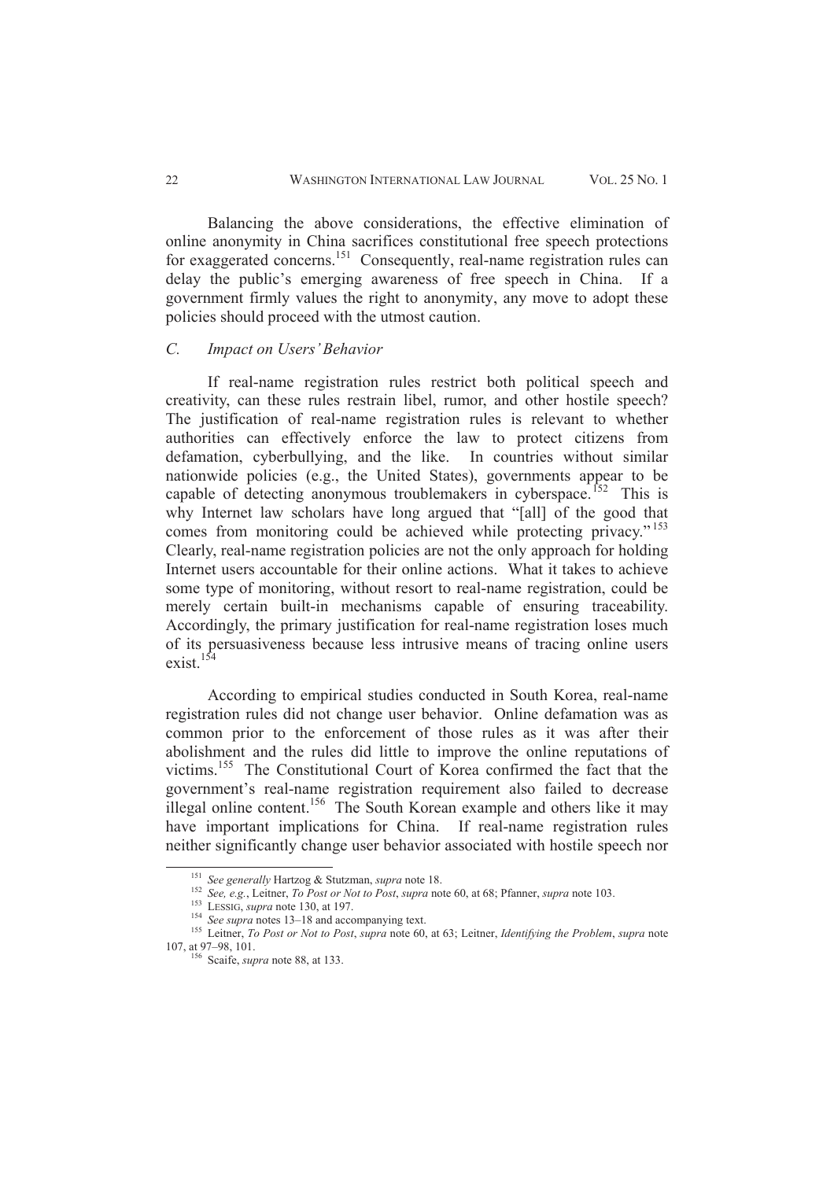Balancing the above considerations, the effective elimination of online anonymity in China sacrifices constitutional free speech protections for exaggerated concerns.[151] Consequently, real-name registration rules can delay the public's emerging awareness of free speech in China. If a government firmly values the right to anonymity, any move to adopt these policies should proceed with the utmost caution.

### *C. Impact on Users' Behavior*

If real-name registration rules restrict both political speech and creativity, can these rules restrain libel, rumor, and other hostile speech? The justification of real-name registration rules is relevant to whether authorities can effectively enforce the law to protect citizens from defamation, cyberbullying, and the like. In countries without similar nationwide policies (e.g., the United States), governments appear to be capable of detecting anonymous troublemakers in cyberspace.[152] This is why Internet law scholars have long argued that "[all] of the good that comes from monitoring could be achieved while protecting privacy."[153] Clearly, real-name registration policies are not the only approach for holding Internet users accountable for their online actions. What it takes to achieve some type of monitoring, without resort to real-name registration, could be merely certain built-in mechanisms capable of ensuring traceability. Accordingly, the primary justification for real-name registration loses much of its persuasiveness because less intrusive means of tracing online users exist.[154]

According to empirical studies conducted in South Korea, real-name registration rules did not change user behavior. Online defamation was as common prior to the enforcement of those rules as it was after their abolishment and the rules did little to improve the online reputations of victims.[155] The Constitutional Court of Korea confirmed the fact that the government's real-name registration requirement also failed to decrease illegal online content.[156] The South Korean example and others like it may have important implications for China. If real-name registration rules neither significantly change user behavior associated with hostile speech nor

---

[151] *See generally* Hartzog & Stutzman, *supra* note 18.

[152] *See, e.g.*, Leitner, *To Post or Not to Post*, *supra* note 60, at 68; Pfanner, *supra* note 103.

[153] LESSIG, *supra* note 130, at 197.

[154] *See supra* notes 13–18 and accompanying text.

[155] Leitner, *To Post or Not to Post*, *supra* note 60, at 63; Leitner, *Identifying the Problem*, *supra* note 107, at 97–98, 101.

[156] Scaife, *supra* note 88, at 133.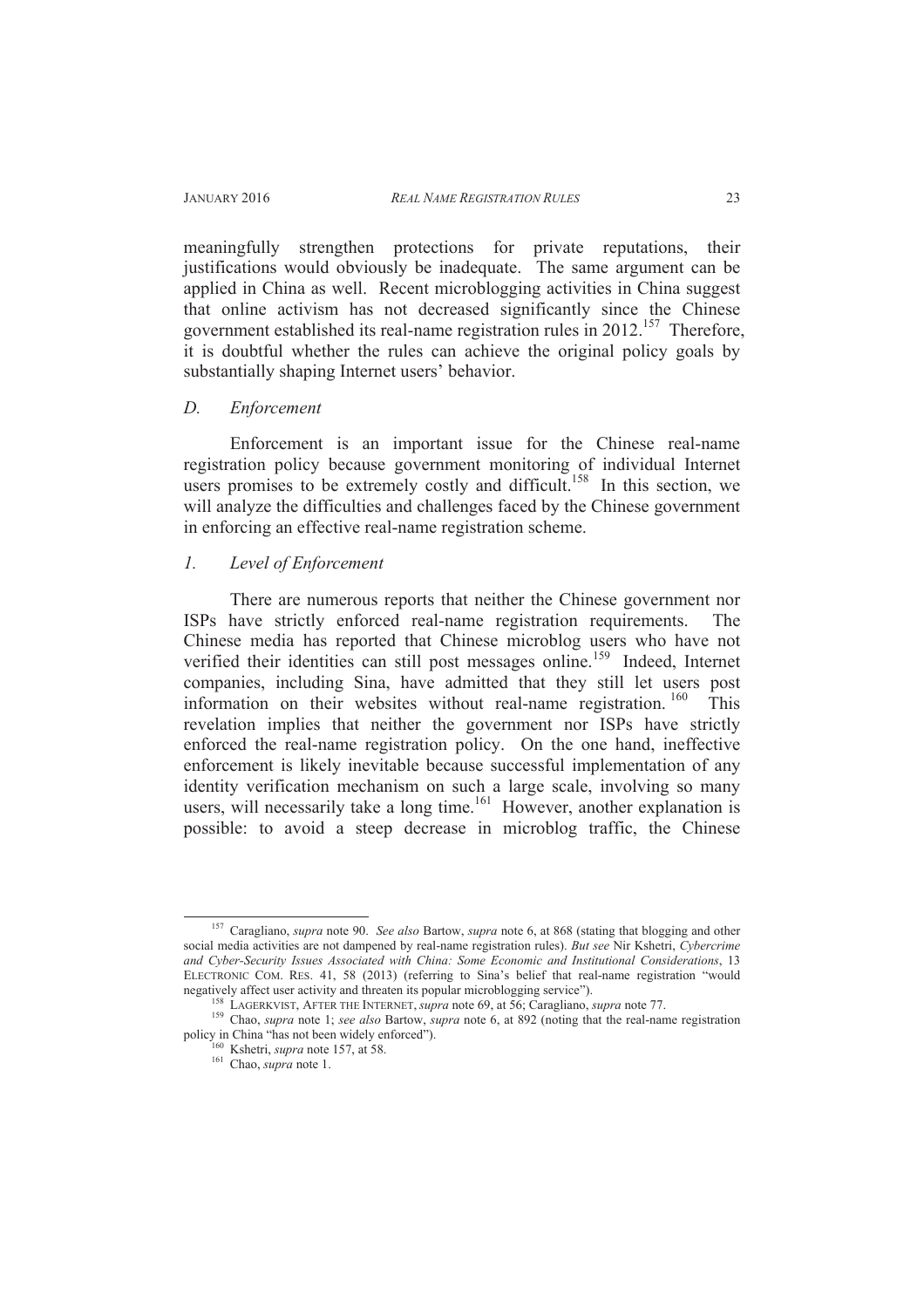meaningfully strengthen protections for private reputations, their justifications would obviously be inadequate. The same argument can be applied in China as well. Recent microblogging activities in China suggest that online activism has not decreased significantly since the Chinese government established its real-name registration rules in 2012.[157] Therefore, it is doubtful whether the rules can achieve the original policy goals by substantially shaping Internet users' behavior.

### *D. Enforcement*

Enforcement is an important issue for the Chinese real-name registration policy because government monitoring of individual Internet users promises to be extremely costly and difficult.[158] In this section, we will analyze the difficulties and challenges faced by the Chinese government in enforcing an effective real-name registration scheme.

#### *1. Level of Enforcement*

There are numerous reports that neither the Chinese government nor ISPs have strictly enforced real-name registration requirements. The Chinese media has reported that Chinese microblog users who have not verified their identities can still post messages online.[159] Indeed, Internet companies, including Sina, have admitted that they still let users post information on their websites without real-name registration.[160] This revelation implies that neither the government nor ISPs have strictly enforced the real-name registration policy. On the one hand, ineffective enforcement is likely inevitable because successful implementation of any identity verification mechanism on such a large scale, involving so many users, will necessarily take a long time.[161] However, another explanation is possible: to avoid a steep decrease in microblog traffic, the Chinese

---

[157] Caragliano, *supra* note 90. *See also* Bartow, *supra* note 6, at 868 (stating that blogging and other social media activities are not dampened by real-name registration rules). *But see* Nir Kshetri, *Cybercrime and Cyber-Security Issues Associated with China: Some Economic and Institutional Considerations*, 13 ELECTRONIC COM. RES. 41, 58 (2013) (referring to Sina's belief that real-name registration "would negatively affect user activity and threaten its popular microblogging service").

[158] LAGERKVIST, AFTER THE INTERNET, *supra* note 69, at 56; Caragliano, *supra* note 77.

[159] Chao, *supra* note 1; *see also* Bartow, *supra* note 6, at 892 (noting that the real-name registration policy in China "has not been widely enforced").

[160] Kshetri, *supra* note 157, at 58.

[161] Chao, *supra* note 1.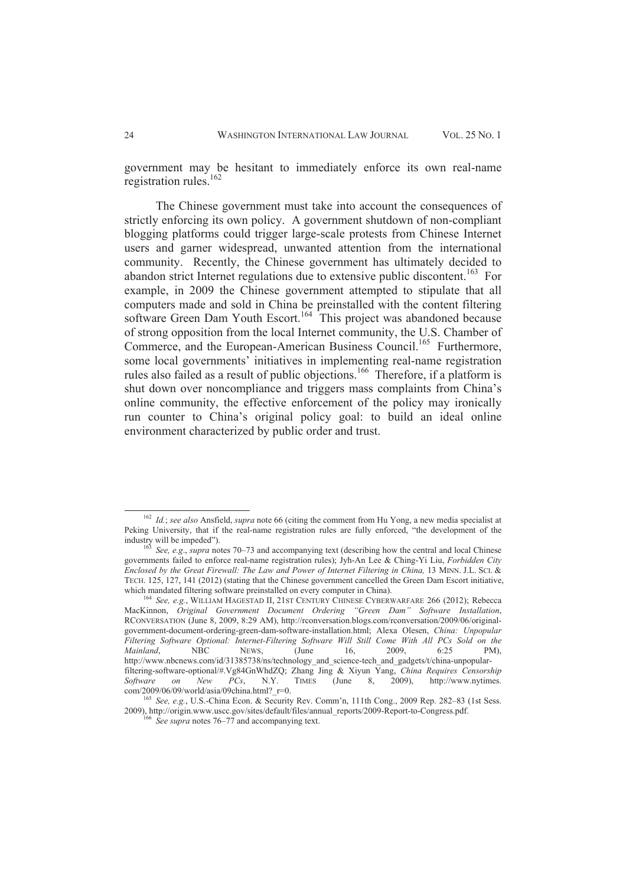government may be hesitant to immediately enforce its own real-name registration rules.[162]

The Chinese government must take into account the consequences of strictly enforcing its own policy. A government shutdown of non-compliant blogging platforms could trigger large-scale protests from Chinese Internet users and garner widespread, unwanted attention from the international community. Recently, the Chinese government has ultimately decided to abandon strict Internet regulations due to extensive public discontent.[163] For example, in 2009 the Chinese government attempted to stipulate that all computers made and sold in China be preinstalled with the content filtering software Green Dam Youth Escort.[164] This project was abandoned because of strong opposition from the local Internet community, the U.S. Chamber of Commerce, and the European-American Business Council.[165] Furthermore, some local governments' initiatives in implementing real-name registration rules also failed as a result of public objections.[166] Therefore, if a platform is shut down over noncompliance and triggers mass complaints from China's online community, the effective enforcement of the policy may ironically run counter to China's original policy goal: to build an ideal online environment characterized by public order and trust.

---

[162] *Id.*; *see also* Ansfield, *supra* note 66 (citing the comment from Hu Yong, a new media specialist at Peking University, that if the real-name registration rules are fully enforced, "the development of the industry will be impeded").

[163] *See, e.g.*, *supra* notes 70–73 and accompanying text (describing how the central and local Chinese governments failed to enforce real-name registration rules); Jyh-An Lee & Ching-Yi Liu, *Forbidden City Enclosed by the Great Firewall: The Law and Power of Internet Filtering in China,* 13 MINN. J.L. SCI. & TECH. 125, 127, 141 (2012) (stating that the Chinese government cancelled the Green Dam Escort initiative, which mandated filtering software preinstalled on every computer in China).

[164] *See, e.g.*, WILLIAM HAGESTAD II, 21ST CENTURY CHINESE CYBERWARFARE 266 (2012); Rebecca MacKinnon, *Original Government Document Ordering "Green Dam" Software Installation*, RCONVERSATION (June 8, 2009, 8:29 AM), http://rconversation.blogs.com/rconversation/2009/06/original-government-document-ordering-green-dam-software-installation.html; Alexa Olesen, *China: Unpopular Filtering Software Optional: Internet-Filtering Software Will Still Come With All PCs Sold on the Mainland*, NBC NEWS, (June 16, 2009, 6:25 PM), http://www.nbcnews.com/id/31385738/ns/technology_and_science-tech_and_gadgets/t/china-unpopular-filtering-software-optional/#.Vg84GnWhdZQ; Zhang Jing & Xiyun Yang, *China Requires Censorship Software on New PCs*, N.Y. TIMES (June 8, 2009), http://www.nytimes.com/2009/06/09/world/asia/09china.html?_r=0.

[165] *See, e.g.*, U.S.-China Econ. & Security Rev. Comm'n, 111th Cong., 2009 Rep. 282–83 (1st Sess. 2009), http://origin.www.uscc.gov/sites/default/files/annual_reports/2009-Report-to-Congress.pdf.

[166] *See supra* notes 76–77 and accompanying text.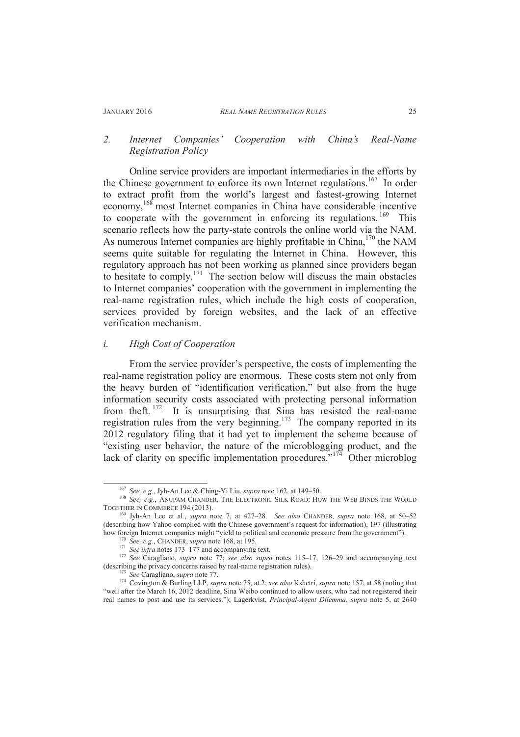### *2. Internet Companies' Cooperation with China's Real-Name Registration Policy*

Online service providers are important intermediaries in the efforts by the Chinese government to enforce its own Internet regulations.[167] In order to extract profit from the world's largest and fastest-growing Internet economy,[168] most Internet companies in China have considerable incentive to cooperate with the government in enforcing its regulations.[169] This scenario reflects how the party-state controls the online world via the NAM. As numerous Internet companies are highly profitable in China,[170] the NAM seems quite suitable for regulating the Internet in China. However, this regulatory approach has not been working as planned since providers began to hesitate to comply.[171] The section below will discuss the main obstacles to Internet companies' cooperation with the government in implementing the real-name registration rules, which include the high costs of cooperation, services provided by foreign websites, and the lack of an effective verification mechanism.

#### *i. High Cost of Cooperation*

From the service provider's perspective, the costs of implementing the real-name registration policy are enormous. These costs stem not only from the heavy burden of "identification verification," but also from the huge information security costs associated with protecting personal information from theft.[172] It is unsurprising that Sina has resisted the real-name registration rules from the very beginning.[173] The company reported in its 2012 regulatory filing that it had yet to implement the scheme because of "existing user behavior, the nature of the microblogging product, and the lack of clarity on specific implementation procedures."[174] Other microblog

---

[167] *See, e.g.*, Jyh-An Lee & Ching-Yi Liu, *supra* note 162, at 149–50.

[168] *See, e.g.*, ANUPAM CHANDER, THE ELECTRONIC SILK ROAD: HOW THE WEB BINDS THE WORLD TOGETHER IN COMMERCE 194 (2013).

[169] Jyh-An Lee et al., *supra* note 7, at 427–28. *See also* CHANDER, *supra* note 168, at 50–52 (describing how Yahoo complied with the Chinese government's request for information), 197 (illustrating how foreign Internet companies might "yield to political and economic pressure from the government").

[170] *See, e.g.*, CHANDER, *supra* note 168, at 195.

[171] *See infra* notes 173–177 and accompanying text.

[172] *See* Caragliano, *supra* note 77; *see also supra* notes 115–17, 126–29 and accompanying text (describing the privacy concerns raised by real-name registration rules).

[173] *See* Caragliano, *supra* note 77.

[174] Covington & Burling LLP, *supra* note 75, at 2; *see also* Kshetri, *supra* note 157, at 58 (noting that "well after the March 16, 2012 deadline, Sina Weibo continued to allow users, who had not registered their real names to post and use its services."); Lagerkvist, *Principal-Agent Dilemma*, *supra* note 5, at 2640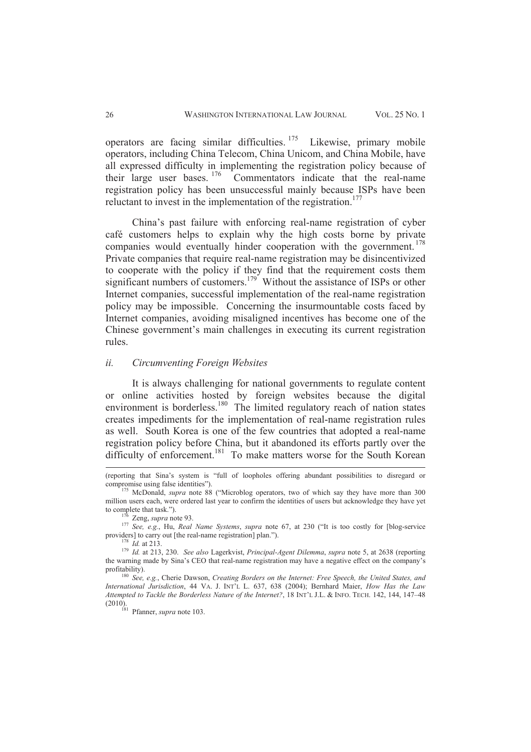operators are facing similar difficulties.[175] Likewise, primary mobile operators, including China Telecom, China Unicom, and China Mobile, have all expressed difficulty in implementing the registration policy because of their large user bases.[176] Commentators indicate that the real-name registration policy has been unsuccessful mainly because ISPs have been reluctant to invest in the implementation of the registration.[177]

China's past failure with enforcing real-name registration of cyber café customers helps to explain why the high costs borne by private companies would eventually hinder cooperation with the government.[178] Private companies that require real-name registration may be disincentivized to cooperate with the policy if they find that the requirement costs them significant numbers of customers.[179] Without the assistance of ISPs or other Internet companies, successful implementation of the real-name registration policy may be impossible. Concerning the insurmountable costs faced by Internet companies, avoiding misaligned incentives has become one of the Chinese government's main challenges in executing its current registration rules.

### *ii. Circumventing Foreign Websites*

It is always challenging for national governments to regulate content or online activities hosted by foreign websites because the digital environment is borderless.[180] The limited regulatory reach of nation states creates impediments for the implementation of real-name registration rules as well. South Korea is one of the few countries that adopted a real-name registration policy before China, but it abandoned its efforts partly over the difficulty of enforcement.[181] To make matters worse for the South Korean

---

(reporting that Sina's system is "full of loopholes offering abundant possibilities to disregard or compromise using false identities").

[175] McDonald, *supra* note 88 ("Microblog operators, two of which say they have more than 300 million users each, were ordered last year to confirm the identities of users but acknowledge they have yet to complete that task.").

[176] Zeng, *supra* note 93.

[177] *See, e.g.*, Hu, *Real Name Systems*, *supra* note 67, at 230 ("It is too costly for [blog-service providers] to carry out [the real-name registration] plan.").

[178] *Id.* at 213.

[179] *Id.* at 213, 230. *See also* Lagerkvist, *Principal-Agent Dilemma*, *supra* note 5, at 2638 (reporting the warning made by Sina's CEO that real-name registration may have a negative effect on the company's profitability).

[180] *See, e.g.*, Cherie Dawson, *Creating Borders on the Internet: Free Speech, the United States, and International Jurisdiction*, 44 VA. J. INT'L L. 637, 638 (2004); Bernhard Maier, *How Has the Law Attempted to Tackle the Borderless Nature of the Internet?*, 18 INT'L J.L. & INFO. TECH. 142, 144, 147–48 (2010).

[181] Pfanner, *supra* note 103.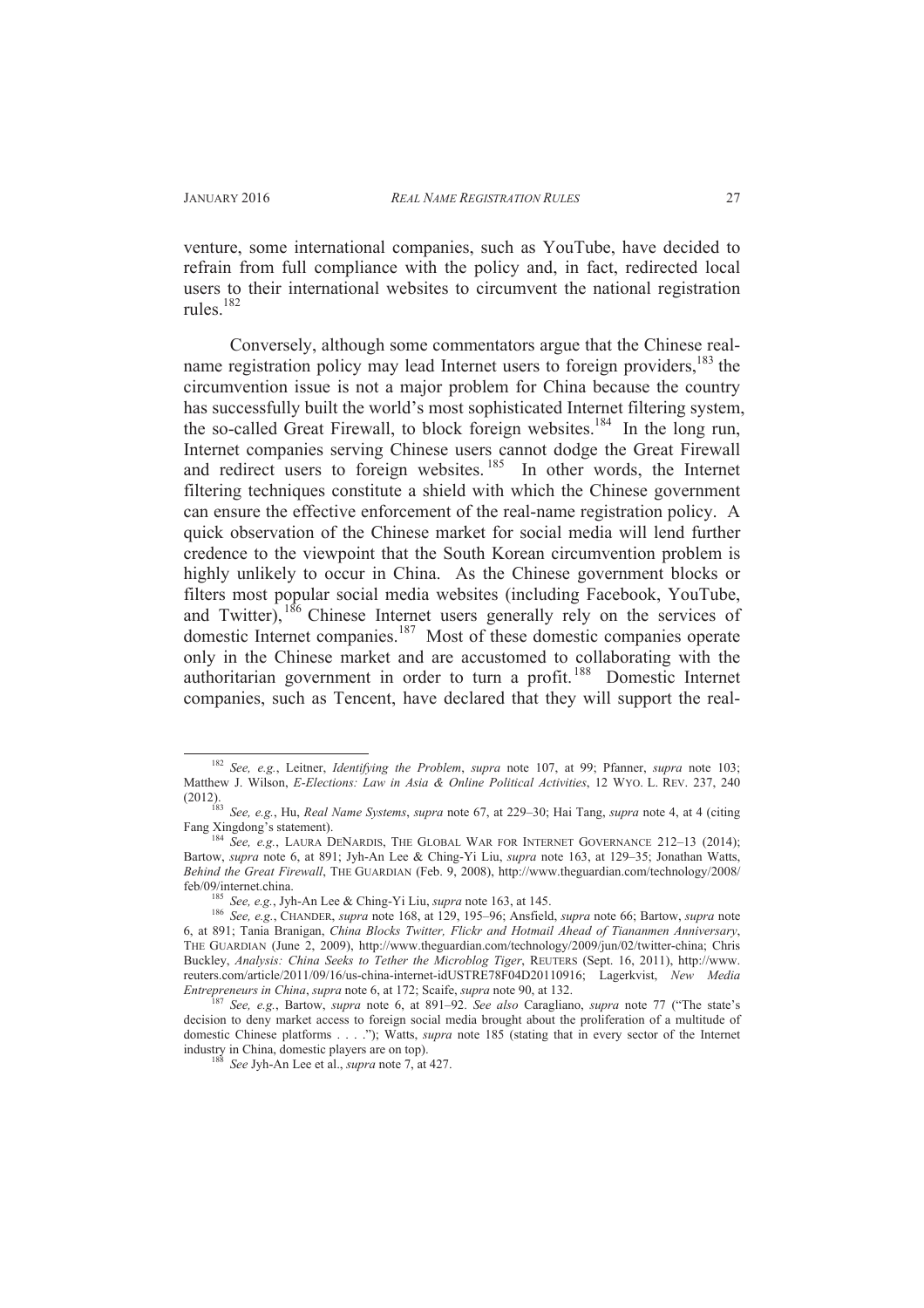venture, some international companies, such as YouTube, have decided to refrain from full compliance with the policy and, in fact, redirected local users to their international websites to circumvent the national registration rules.[182]

Conversely, although some commentators argue that the Chinese real-name registration policy may lead Internet users to foreign providers,[183] the circumvention issue is not a major problem for China because the country has successfully built the world's most sophisticated Internet filtering system, the so-called Great Firewall, to block foreign websites.[184] In the long run, Internet companies serving Chinese users cannot dodge the Great Firewall and redirect users to foreign websites.[185] In other words, the Internet filtering techniques constitute a shield with which the Chinese government can ensure the effective enforcement of the real-name registration policy. A quick observation of the Chinese market for social media will lend further credence to the viewpoint that the South Korean circumvention problem is highly unlikely to occur in China. As the Chinese government blocks or filters most popular social media websites (including Facebook, YouTube, and Twitter),[186] Chinese Internet users generally rely on the services of domestic Internet companies.[187] Most of these domestic companies operate only in the Chinese market and are accustomed to collaborating with the authoritarian government in order to turn a profit.[188] Domestic Internet companies, such as Tencent, have declared that they will support the real-

---

[182] *See, e.g.*, Leitner, *Identifying the Problem*, *supra* note 107, at 99; Pfanner, *supra* note 103; Matthew J. Wilson, *E-Elections: Law in Asia & Online Political Activities*, 12 WYO. L. REV. 237, 240 (2012).

[183] *See, e.g.*, Hu, *Real Name Systems*, *supra* note 67, at 229–30; Hai Tang, *supra* note 4, at 4 (citing Fang Xingdong's statement).

[184] *See, e.g.*, LAURA DENARDIS, THE GLOBAL WAR FOR INTERNET GOVERNANCE 212–13 (2014); Bartow, *supra* note 6, at 891; Jyh-An Lee & Ching-Yi Liu, *supra* note 163, at 129–35; Jonathan Watts, *Behind the Great Firewall*, THE GUARDIAN (Feb. 9, 2008), http://www.theguardian.com/technology/2008/feb/09/internet.china.

[185] *See, e.g.*, Jyh-An Lee & Ching-Yi Liu, *supra* note 163, at 145.

[186] *See, e.g.*, CHANDER, *supra* note 168, at 129, 195–96; Ansfield, *supra* note 66; Bartow, *supra* note 6, at 891; Tania Branigan, *China Blocks Twitter, Flickr and Hotmail Ahead of Tiananmen Anniversary*, THE GUARDIAN (June 2, 2009), http://www.theguardian.com/technology/2009/jun/02/twitter-china; Chris Buckley, *Analysis: China Seeks to Tether the Microblog Tiger*, REUTERS (Sept. 16, 2011), http://www.reuters.com/article/2011/09/16/us-china-internet-idUSTRE78F04D20110916; Lagerkvist, *New Media Entrepreneurs in China*, *supra* note 6, at 172; Scaife, *supra* note 90, at 132.

[187] *See, e.g.*, Bartow, *supra* note 6, at 891–92. *See also* Caragliano, *supra* note 77 ("The state's decision to deny market access to foreign social media brought about the proliferation of a multitude of domestic Chinese platforms . . . ."); Watts, *supra* note 185 (stating that in every sector of the Internet industry in China, domestic players are on top).

[188] *See* Jyh-An Lee et al., *supra* note 7, at 427.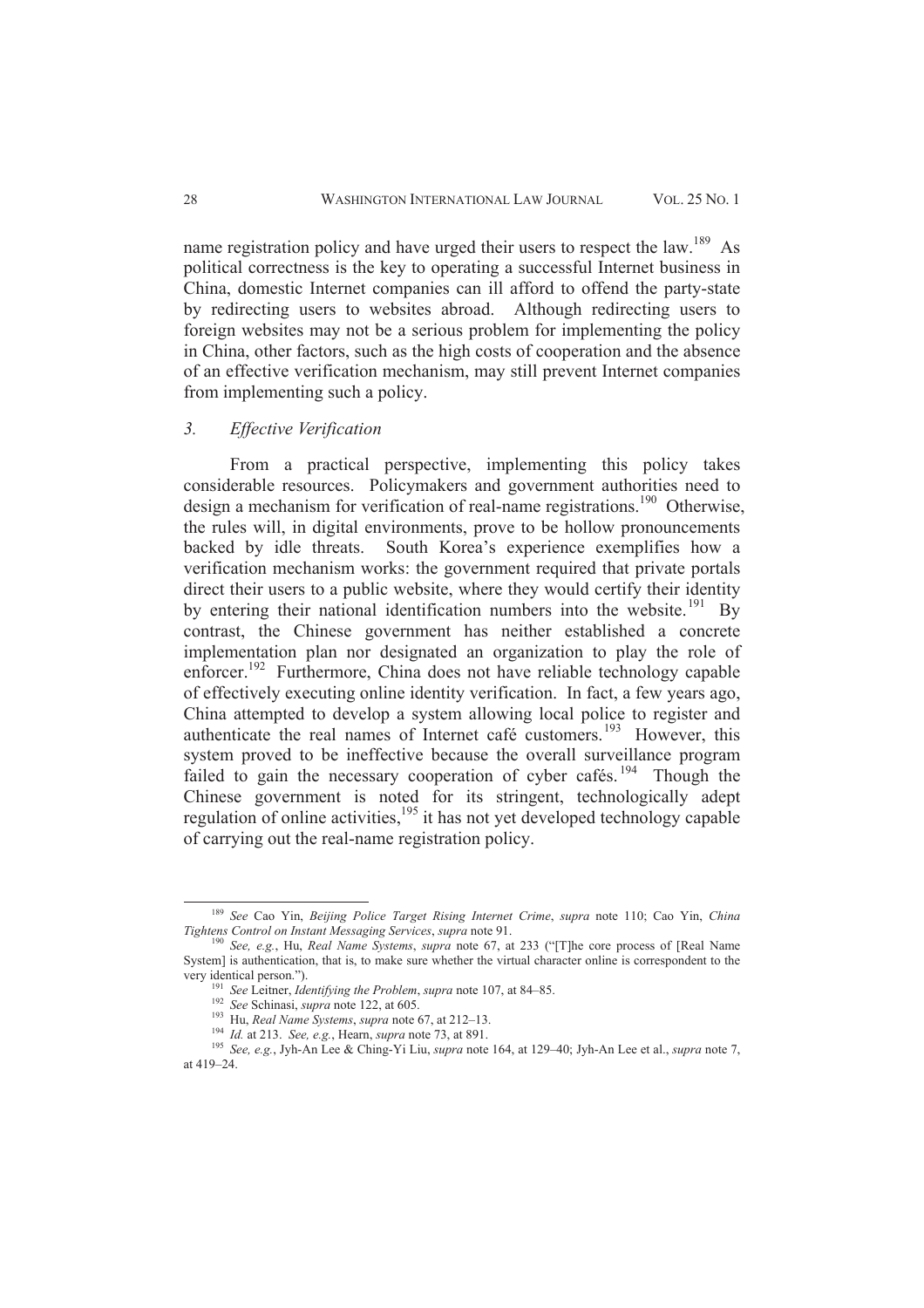name registration policy and have urged their users to respect the law.[189] As political correctness is the key to operating a successful Internet business in China, domestic Internet companies can ill afford to offend the party-state by redirecting users to websites abroad. Although redirecting users to foreign websites may not be a serious problem for implementing the policy in China, other factors, such as the high costs of cooperation and the absence of an effective verification mechanism, may still prevent Internet companies from implementing such a policy.

### *3. Effective Verification*

From a practical perspective, implementing this policy takes considerable resources. Policymakers and government authorities need to design a mechanism for verification of real-name registrations.[190] Otherwise, the rules will, in digital environments, prove to be hollow pronouncements backed by idle threats. South Korea's experience exemplifies how a verification mechanism works: the government required that private portals direct their users to a public website, where they would certify their identity by entering their national identification numbers into the website.[191] By contrast, the Chinese government has neither established a concrete implementation plan nor designated an organization to play the role of enforcer.[192] Furthermore, China does not have reliable technology capable of effectively executing online identity verification. In fact, a few years ago, China attempted to develop a system allowing local police to register and authenticate the real names of Internet café customers.[193] However, this system proved to be ineffective because the overall surveillance program failed to gain the necessary cooperation of cyber cafés.[194] Though the Chinese government is noted for its stringent, technologically adept regulation of online activities,[195] it has not yet developed technology capable of carrying out the real-name registration policy.

---

[189] *See* Cao Yin, *Beijing Police Target Rising Internet Crime*, *supra* note 110; Cao Yin, *China Tightens Control on Instant Messaging Services*, *supra* note 91.

[190] *See, e.g.*, Hu, *Real Name Systems*, *supra* note 67, at 233 ("[T]he core process of [Real Name System] is authentication, that is, to make sure whether the virtual character online is correspondent to the very identical person.").

[191] *See* Leitner, *Identifying the Problem*, *supra* note 107, at 84–85.

[192] *See* Schinasi, *supra* note 122, at 605.

[193] Hu, *Real Name Systems*, *supra* note 67, at 212–13.

[194] *Id.* at 213. *See, e.g.*, Hearn, *supra* note 73, at 891.

[195] *See, e.g.*, Jyh-An Lee & Ching-Yi Liu, *supra* note 164, at 129–40; Jyh-An Lee et al., *supra* note 7, at 419–24.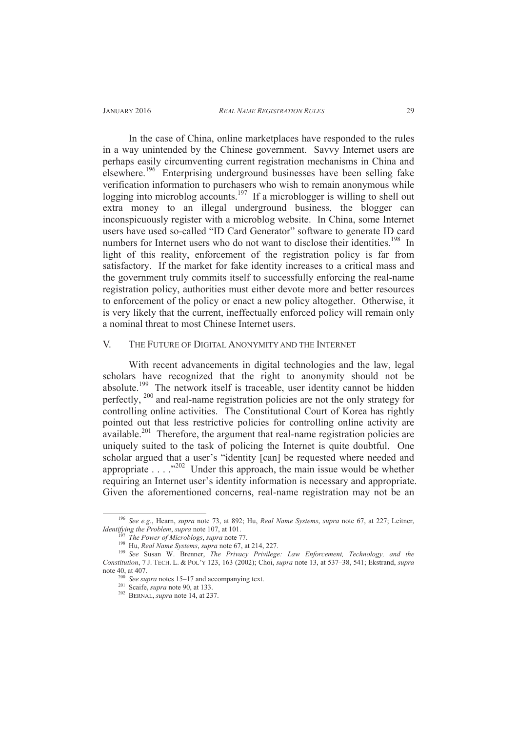In the case of China, online marketplaces have responded to the rules in a way unintended by the Chinese government. Savvy Internet users are perhaps easily circumventing current registration mechanisms in China and elsewhere.[196] Enterprising underground businesses have been selling fake verification information to purchasers who wish to remain anonymous while logging into microblog accounts.[197] If a microblogger is willing to shell out extra money to an illegal underground business, the blogger can inconspicuously register with a microblog website. In China, some Internet users have used so-called "ID Card Generator" software to generate ID card numbers for Internet users who do not want to disclose their identities.[198] In light of this reality, enforcement of the registration policy is far from satisfactory. If the market for fake identity increases to a critical mass and the government truly commits itself to successfully enforcing the real-name registration policy, authorities must either devote more and better resources to enforcement of the policy or enact a new policy altogether. Otherwise, it is very likely that the current, ineffectually enforced policy will remain only a nominal threat to most Chinese Internet users.

## V. THE FUTURE OF DIGITAL ANONYMITY AND THE INTERNET

With recent advancements in digital technologies and the law, legal scholars have recognized that the right to anonymity should not be absolute.[199] The network itself is traceable, user identity cannot be hidden perfectly,[200] and real-name registration policies are not the only strategy for controlling online activities. The Constitutional Court of Korea has rightly pointed out that less restrictive policies for controlling online activity are available.[201] Therefore, the argument that real-name registration policies are uniquely suited to the task of policing the Internet is quite doubtful. One scholar argued that a user's "identity [can] be requested where needed and appropriate . . . ."[202] Under this approach, the main issue would be whether requiring an Internet user's identity information is necessary and appropriate. Given the aforementioned concerns, real-name registration may not be an

---

[196] *See e.g.*, Hearn, *supra* note 73, at 892; Hu, *Real Name Systems*, *supra* note 67, at 227; Leitner, *Identifying the Problem*, *supra* note 107, at 101.

[197] *The Power of Microblogs*, *supra* note 77.

[198] Hu, *Real Name Systems*, *supra* note 67, at 214, 227.

[199] *See* Susan W. Brenner, *The Privacy Privilege: Law Enforcement, Technology, and the Constitution*, 7 J. TECH. L. & POL'Y 123, 163 (2002); Choi, *supra* note 13, at 537–38, 541; Ekstrand, *supra* note 40, at 407.

[200] *See supra* notes 15–17 and accompanying text.

[201] Scaife, *supra* note 90, at 133.

[202] BERNAL, *supra* note 14, at 237.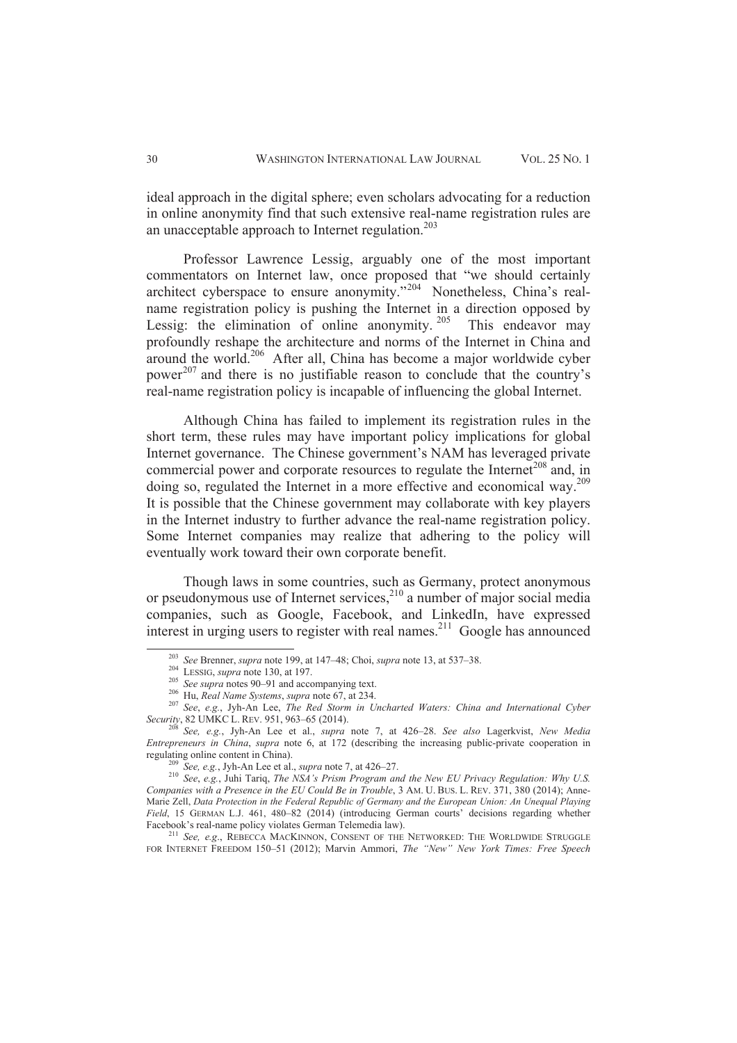ideal approach in the digital sphere; even scholars advocating for a reduction in online anonymity find that such extensive real-name registration rules are an unacceptable approach to Internet regulation.[203]

Professor Lawrence Lessig, arguably one of the most important commentators on Internet law, once proposed that "we should certainly architect cyberspace to ensure anonymity."[204] Nonetheless, China's real-name registration policy is pushing the Internet in a direction opposed by Lessig: the elimination of online anonymity.[205] This endeavor may profoundly reshape the architecture and norms of the Internet in China and around the world.[206] After all, China has become a major worldwide cyber power[207] and there is no justifiable reason to conclude that the country's real-name registration policy is incapable of influencing the global Internet.

Although China has failed to implement its registration rules in the short term, these rules may have important policy implications for global Internet governance. The Chinese government's NAM has leveraged private commercial power and corporate resources to regulate the Internet[208] and, in doing so, regulated the Internet in a more effective and economical way.[209] It is possible that the Chinese government may collaborate with key players in the Internet industry to further advance the real-name registration policy. Some Internet companies may realize that adhering to the policy will eventually work toward their own corporate benefit.

Though laws in some countries, such as Germany, protect anonymous or pseudonymous use of Internet services,[210] a number of major social media companies, such as Google, Facebook, and LinkedIn, have expressed interest in urging users to register with real names.[211] Google has announced

---

[203] *See* Brenner, *supra* note 199, at 147–48; Choi, *supra* note 13, at 537–38.

[204] LESSIG, *supra* note 130, at 197.

[205] *See supra* notes 90–91 and accompanying text.

[206] Hu, *Real Name Systems*, *supra* note 67, at 234.

[207] *See*, *e.g.*, Jyh-An Lee, *The Red Storm in Uncharted Waters: China and International Cyber Security*, 82 UMKC L. REV. 951, 963–65 (2014).

[208] *See, e.g.*, Jyh-An Lee et al., *supra* note 7, at 426–28. *See also* Lagerkvist, *New Media Entrepreneurs in China*, *supra* note 6, at 172 (describing the increasing public-private cooperation in regulating online content in China).

[209] *See, e.g.*, Jyh-An Lee et al., *supra* note 7, at 426–27.

[210] *See*, *e.g.*, Juhi Tariq, *The NSA's Prism Program and the New EU Privacy Regulation: Why U.S. Companies with a Presence in the EU Could Be in Trouble*, 3 AM. U. BUS. L. REV. 371, 380 (2014); Anne-Marie Zell, *Data Protection in the Federal Republic of Germany and the European Union: An Unequal Playing Field*, 15 GERMAN L.J. 461, 480–82 (2014) (introducing German courts' decisions regarding whether Facebook's real-name policy violates German Telemedia law).

[211] *See, e.g.*, REBECCA MACKINNON, CONSENT OF THE NETWORKED: THE WORLDWIDE STRUGGLE FOR INTERNET FREEDOM 150–51 (2012); Marvin Ammori, *The "New" New York Times: Free Speech*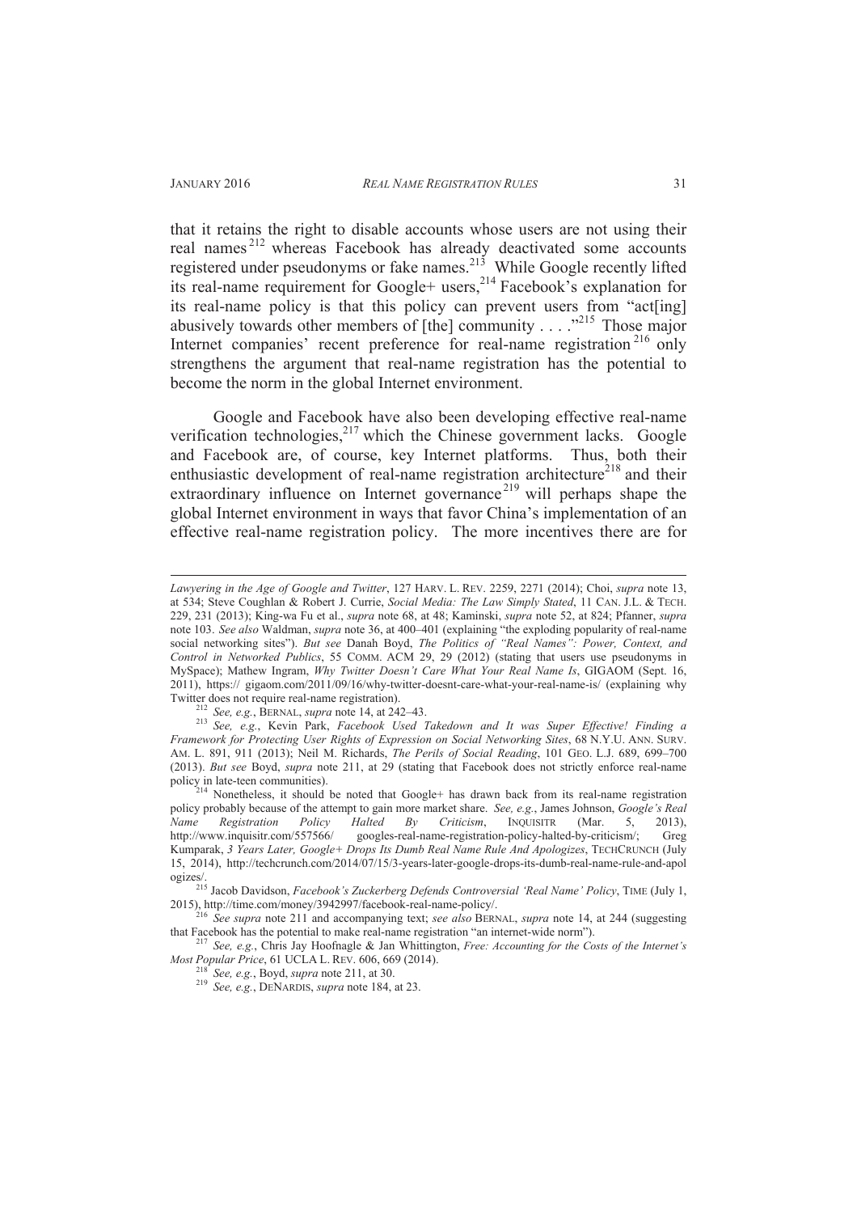that it retains the right to disable accounts whose users are not using their real names[212] whereas Facebook has already deactivated some accounts registered under pseudonyms or fake names.[213] While Google recently lifted its real-name requirement for Google+ users,[214] Facebook's explanation for its real-name policy is that this policy can prevent users from "act[ing] abusively towards other members of [the] community . . . ."[215] Those major Internet companies' recent preference for real-name registration[216] only strengthens the argument that real-name registration has the potential to become the norm in the global Internet environment.

Google and Facebook have also been developing effective real-name verification technologies,[217] which the Chinese government lacks. Google and Facebook are, of course, key Internet platforms. Thus, both their enthusiastic development of real-name registration architecture[218] and their extraordinary influence on Internet governance[219] will perhaps shape the global Internet environment in ways that favor China's implementation of an effective real-name registration policy. The more incentives there are for

---

*Lawyering in the Age of Google and Twitter*, 127 HARV. L. REV. 2259, 2271 (2014); Choi, *supra* note 13, at 534; Steve Coughlan & Robert J. Currie, *Social Media: The Law Simply Stated*, 11 CAN. J.L. & TECH. 229, 231 (2013); King-wa Fu et al., *supra* note 68, at 48; Kaminski, *supra* note 52, at 824; Pfanner, *supra* note 103. *See also* Waldman, *supra* note 36, at 400–401 (explaining "the exploding popularity of real-name social networking sites"). *But see* Danah Boyd, *The Politics of "Real Names": Power, Context, and Control in Networked Publics*, 55 COMM. ACM 29, 29 (2012) (stating that users use pseudonyms in MySpace); Mathew Ingram, *Why Twitter Doesn't Care What Your Real Name Is*, GIGAOM (Sept. 16, 2011), https:// gigaom.com/2011/09/16/why-twitter-doesnt-care-what-your-real-name-is/ (explaining why Twitter does not require real-name registration).

[212] *See, e.g.*, BERNAL, *supra* note 14, at 242–43.

[213] *See, e.g.*, Kevin Park, *Facebook Used Takedown and It was Super Effective! Finding a Framework for Protecting User Rights of Expression on Social Networking Sites*, 68 N.Y.U. ANN. SURV. AM. L. 891, 911 (2013); Neil M. Richards, *The Perils of Social Reading*, 101 GEO. L.J. 689, 699–700 (2013). *But see* Boyd, *supra* note 211, at 29 (stating that Facebook does not strictly enforce real-name policy in late-teen communities).

[214] Nonetheless, it should be noted that Google+ has drawn back from its real-name registration policy probably because of the attempt to gain more market share. *See, e.g.*, James Johnson, *Google's Real Name Registration Policy Halted By Criticism*, INQUISITR (Mar. 5, 2013), http://www.inquisitr.com/557566/ googles-real-name-registration-policy-halted-by-criticism/; Greg Kumparak, *3 Years Later, Google+ Drops Its Dumb Real Name Rule And Apologizes*, TECHCRUNCH (July 15, 2014), http://techcrunch.com/2014/07/15/3-years-later-google-drops-its-dumb-real-name-rule-and-apologizes/.

[215] Jacob Davidson, *Facebook's Zuckerberg Defends Controversial 'Real Name' Policy*, TIME (July 1, 2015), http://time.com/money/3942997/facebook-real-name-policy/.

[216] *See supra* note 211 and accompanying text; *see also* BERNAL, *supra* note 14, at 244 (suggesting that Facebook has the potential to make real-name registration "an internet-wide norm").

[217] *See, e.g.*, Chris Jay Hoofnagle & Jan Whittington, *Free: Accounting for the Costs of the Internet's Most Popular Price*, 61 UCLA L. REV. 606, 669 (2014).

[218] *See, e.g.*, Boyd, *supra* note 211, at 30.

[219] *See, e.g.*, DENARDIS, *supra* note 184, at 23.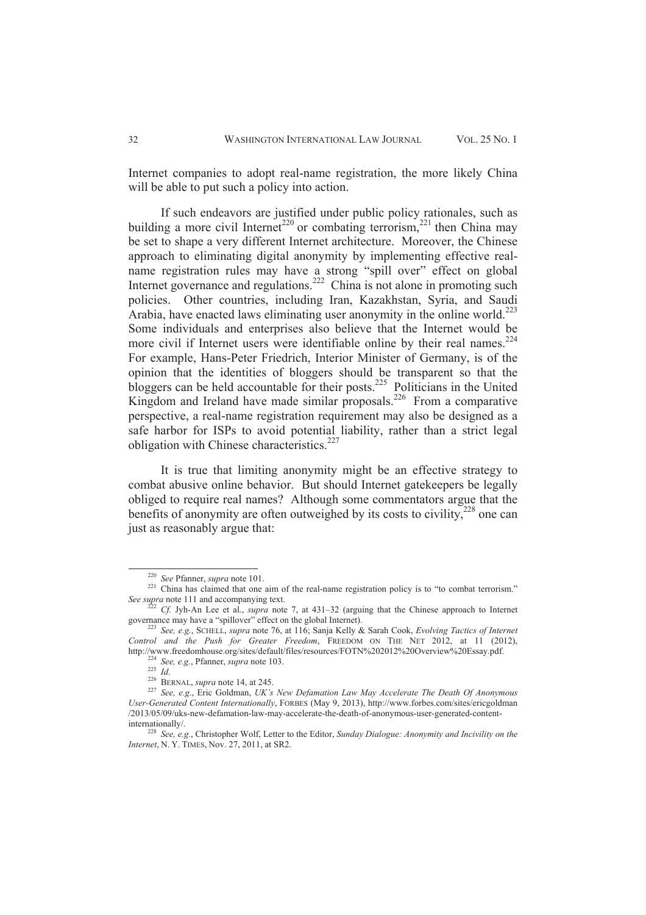Internet companies to adopt real-name registration, the more likely China will be able to put such a policy into action.

If such endeavors are justified under public policy rationales, such as building a more civil Internet[220] or combating terrorism,[221] then China may be set to shape a very different Internet architecture. Moreover, the Chinese approach to eliminating digital anonymity by implementing effective real-name registration rules may have a strong "spill over" effect on global Internet governance and regulations.[222] China is not alone in promoting such policies. Other countries, including Iran, Kazakhstan, Syria, and Saudi Arabia, have enacted laws eliminating user anonymity in the online world.[223] Some individuals and enterprises also believe that the Internet would be more civil if Internet users were identifiable online by their real names.[224] For example, Hans-Peter Friedrich, Interior Minister of Germany, is of the opinion that the identities of bloggers should be transparent so that the bloggers can be held accountable for their posts.[225] Politicians in the United Kingdom and Ireland have made similar proposals.[226] From a comparative perspective, a real-name registration requirement may also be designed as a safe harbor for ISPs to avoid potential liability, rather than a strict legal obligation with Chinese characteristics.[227]

It is true that limiting anonymity might be an effective strategy to combat abusive online behavior. But should Internet gatekeepers be legally obliged to require real names? Although some commentators argue that the benefits of anonymity are often outweighed by its costs to civility,[228] one can just as reasonably argue that:

---

[220] *See* Pfanner, *supra* note 101.

[221] China has claimed that one aim of the real-name registration policy is to "to combat terrorism." *See supra* note 111 and accompanying text.

[222] *Cf.* Jyh-An Lee et al., *supra* note 7, at 431–32 (arguing that the Chinese approach to Internet governance may have a "spillover" effect on the global Internet).

[223] *See, e.g.*, SCHELL, *supra* note 76, at 116; Sanja Kelly & Sarah Cook, *Evolving Tactics of Internet Control and the Push for Greater Freedom*, FREEDOM ON THE NET 2012, at 11 (2012), http://www.freedomhouse.org/sites/default/files/resources/FOTN%202012%20Overview%20Essay.pdf.

[224] *See, e.g.*, Pfanner, *supra* note 103.

[225] *Id*.

[226] BERNAL, *supra* note 14, at 245.

[227] *See, e.g.*, Eric Goldman, *UK's New Defamation Law May Accelerate The Death Of Anonymous User-Generated Content Internationally*, FORBES (May 9, 2013), http://www.forbes.com/sites/ericgoldman/2013/05/09/uks-new-defamation-law-may-accelerate-the-death-of-anonymous-user-generated-content-internationally/.

[228] *See, e.g.*, Christopher Wolf, Letter to the Editor, *Sunday Dialogue: Anonymity and Incivility on the Internet*, N. Y. TIMES, Nov. 27, 2011, at SR2.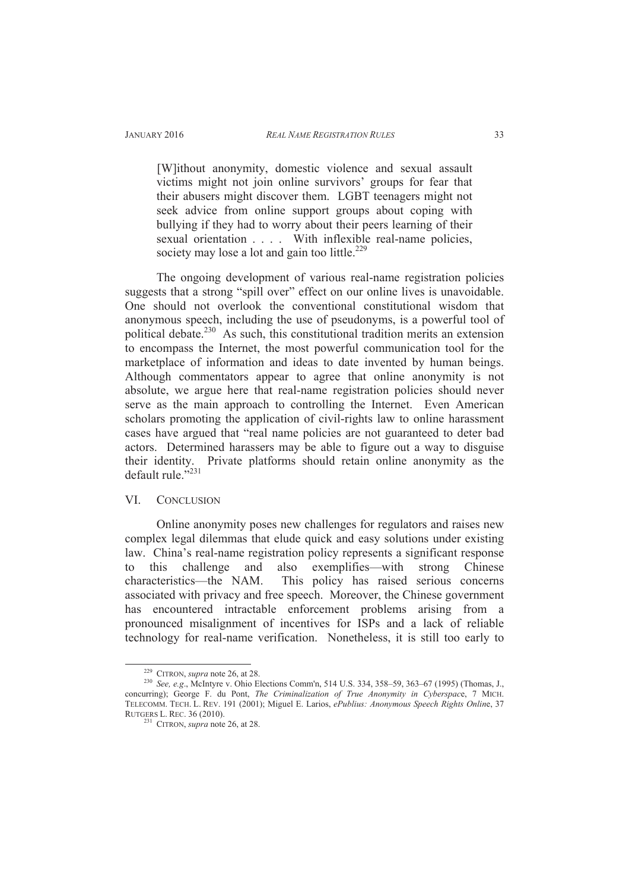> [W]ithout anonymity, domestic violence and sexual assault victims might not join online survivors' groups for fear that their abusers might discover them. LGBT teenagers might not seek advice from online support groups about coping with bullying if they had to worry about their peers learning of their sexual orientation . . . . With inflexible real-name policies, society may lose a lot and gain too little.[229]

The ongoing development of various real-name registration policies suggests that a strong "spill over" effect on our online lives is unavoidable. One should not overlook the conventional constitutional wisdom that anonymous speech, including the use of pseudonyms, is a powerful tool of political debate.[230] As such, this constitutional tradition merits an extension to encompass the Internet, the most powerful communication tool for the marketplace of information and ideas to date invented by human beings. Although commentators appear to agree that online anonymity is not absolute, we argue here that real-name registration policies should never serve as the main approach to controlling the Internet. Even American scholars promoting the application of civil-rights law to online harassment cases have argued that "real name policies are not guaranteed to deter bad actors. Determined harassers may be able to figure out a way to disguise their identity. Private platforms should retain online anonymity as the default rule."[231]

## VI. CONCLUSION

Online anonymity poses new challenges for regulators and raises new complex legal dilemmas that elude quick and easy solutions under existing law. China's real-name registration policy represents a significant response to this challenge and also exemplifies—with strong Chinese characteristics—the NAM. This policy has raised serious concerns associated with privacy and free speech. Moreover, the Chinese government has encountered intractable enforcement problems arising from a pronounced misalignment of incentives for ISPs and a lack of reliable technology for real-name verification. Nonetheless, it is still too early to

---

[229] CITRON, *supra* note 26, at 28.

[230] *See, e.g*., McIntyre v. Ohio Elections Comm'n, 514 U.S. 334, 358–59, 363–67 (1995) (Thomas, J., concurring); George F. du Pont, *The Criminalization of True Anonymity in Cyberspace*, 7 MICH. TELECOMM. TECH. L. REV. 191 (2001); Miguel E. Larios, *ePublius: Anonymous Speech Rights Online*, 37 RUTGERS L. REC. 36 (2010).

[231] CITRON, *supra* note 26, at 28.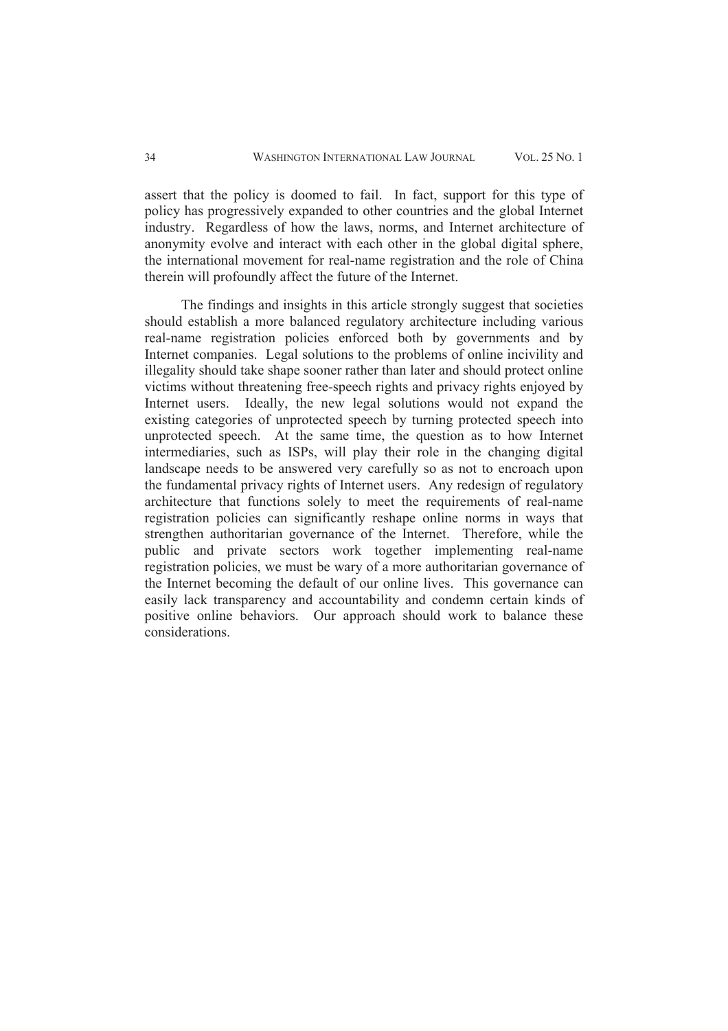assert that the policy is doomed to fail. In fact, support for this type of policy has progressively expanded to other countries and the global Internet industry. Regardless of how the laws, norms, and Internet architecture of anonymity evolve and interact with each other in the global digital sphere, the international movement for real-name registration and the role of China therein will profoundly affect the future of the Internet.

The findings and insights in this article strongly suggest that societies should establish a more balanced regulatory architecture including various real-name registration policies enforced both by governments and by Internet companies. Legal solutions to the problems of online incivility and illegality should take shape sooner rather than later and should protect online victims without threatening free-speech rights and privacy rights enjoyed by Internet users. Ideally, the new legal solutions would not expand the existing categories of unprotected speech by turning protected speech into unprotected speech. At the same time, the question as to how Internet intermediaries, such as ISPs, will play their role in the changing digital landscape needs to be answered very carefully so as not to encroach upon the fundamental privacy rights of Internet users. Any redesign of regulatory architecture that functions solely to meet the requirements of real-name registration policies can significantly reshape online norms in ways that strengthen authoritarian governance of the Internet. Therefore, while the public and private sectors work together implementing real-name registration policies, we must be wary of a more authoritarian governance of the Internet becoming the default of our online lives. This governance can easily lack transparency and accountability and condemn certain kinds of positive online behaviors. Our approach should work to balance these considerations.